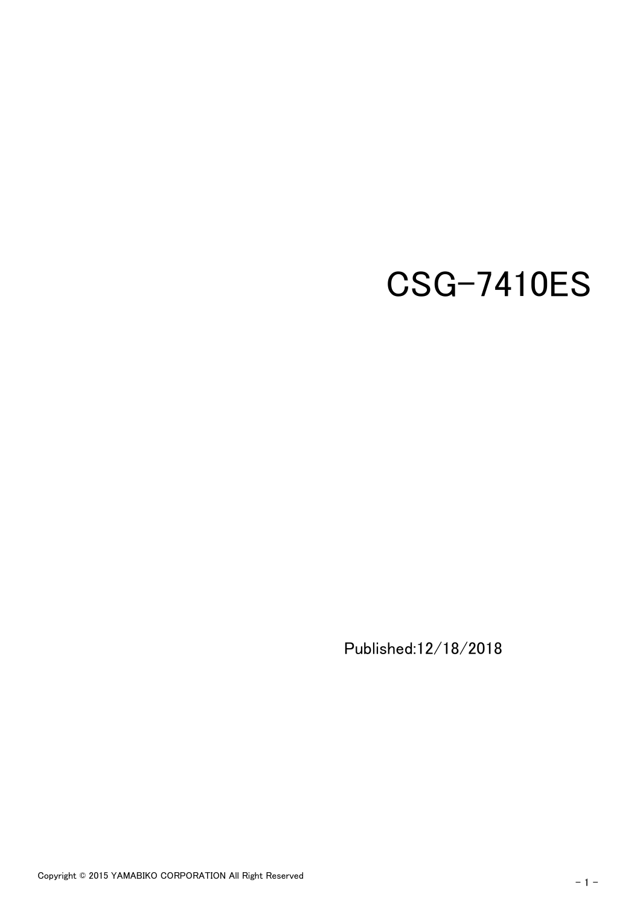# CSG-7410ES

Published:12/18/2018

Copyright © 2015 YAMABIKO CORPORATION All Right Reserved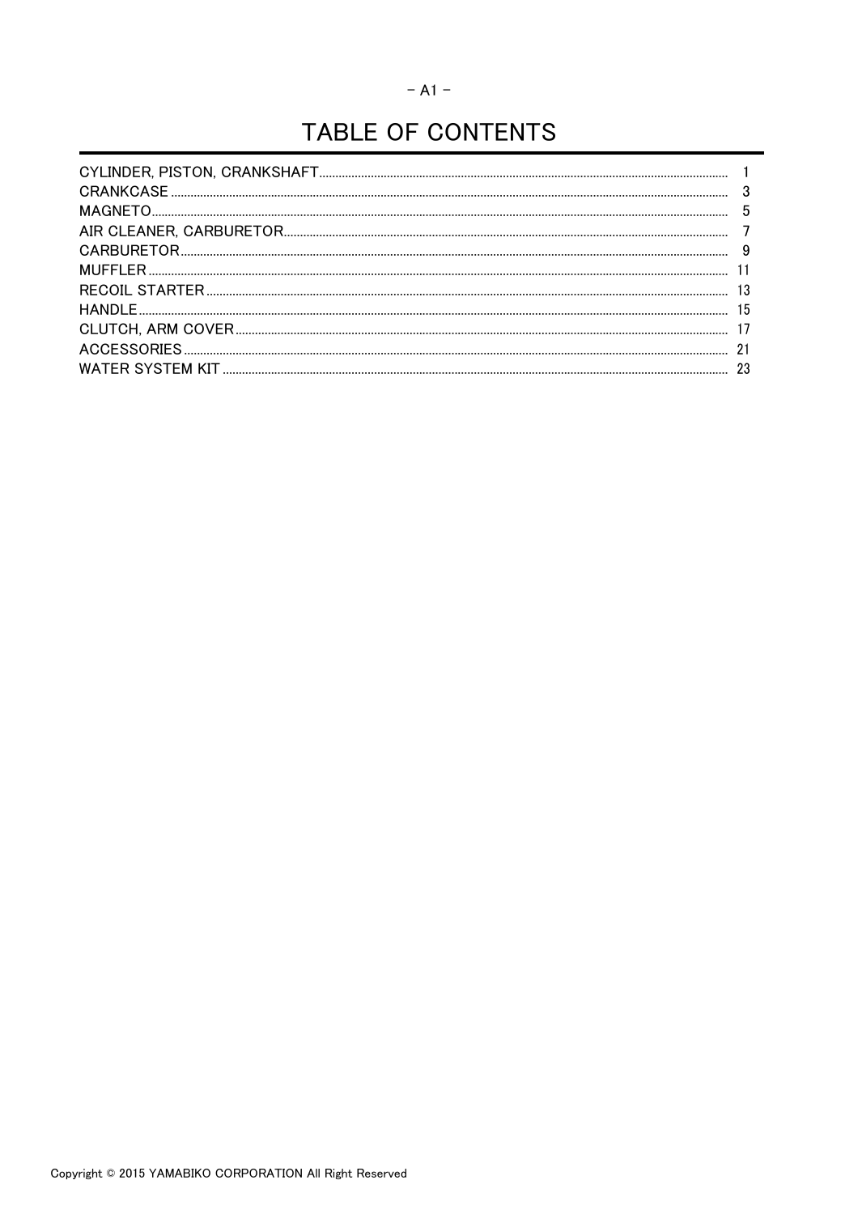# TABLE OF CONTENTS

| | |
|---|---|
| CYLINDER, PISTON, CRANKSHAFT | 1 |
| CRANKCASE | 3 |
| MAGNETO | 5 |
| AIR CLEANER, CARBURETOR | 7 |
| CARBURETOR | 9 |
| MUFFLER | 11 |
| RECOIL STARTER | 13 |
| HANDLE | 15 |
| CLUTCH, ARM COVER | 17 |
| ACCESSORIES | 21 |
| WATER SYSTEM KIT | 23 |

Copyright © 2015 YAMABIKO CORPORATION All Right Reserved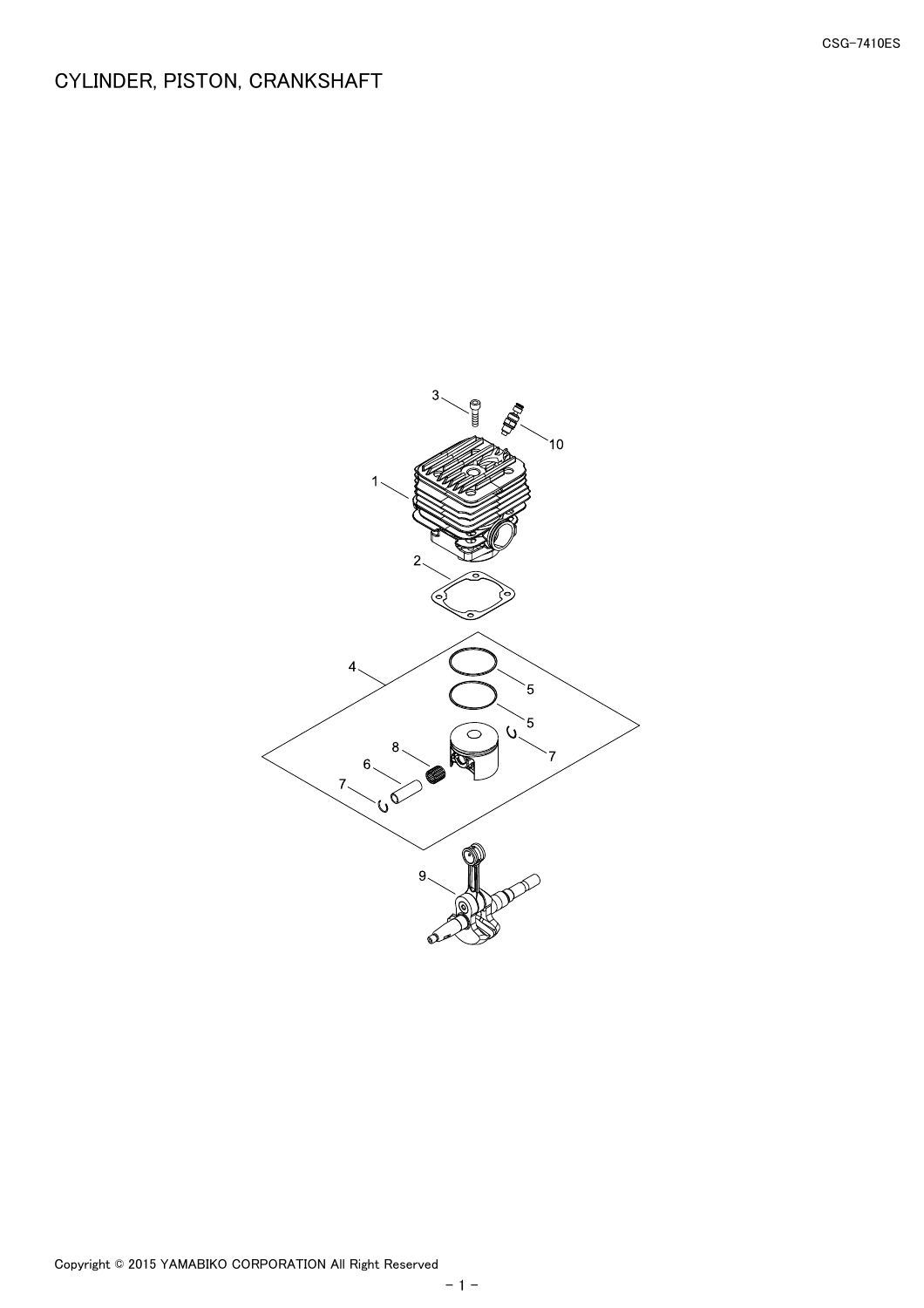# CYLINDER, PISTON, CRANKSHAFT

Copyright © 2015 YAMABIKO CORPORATION All Right Reserved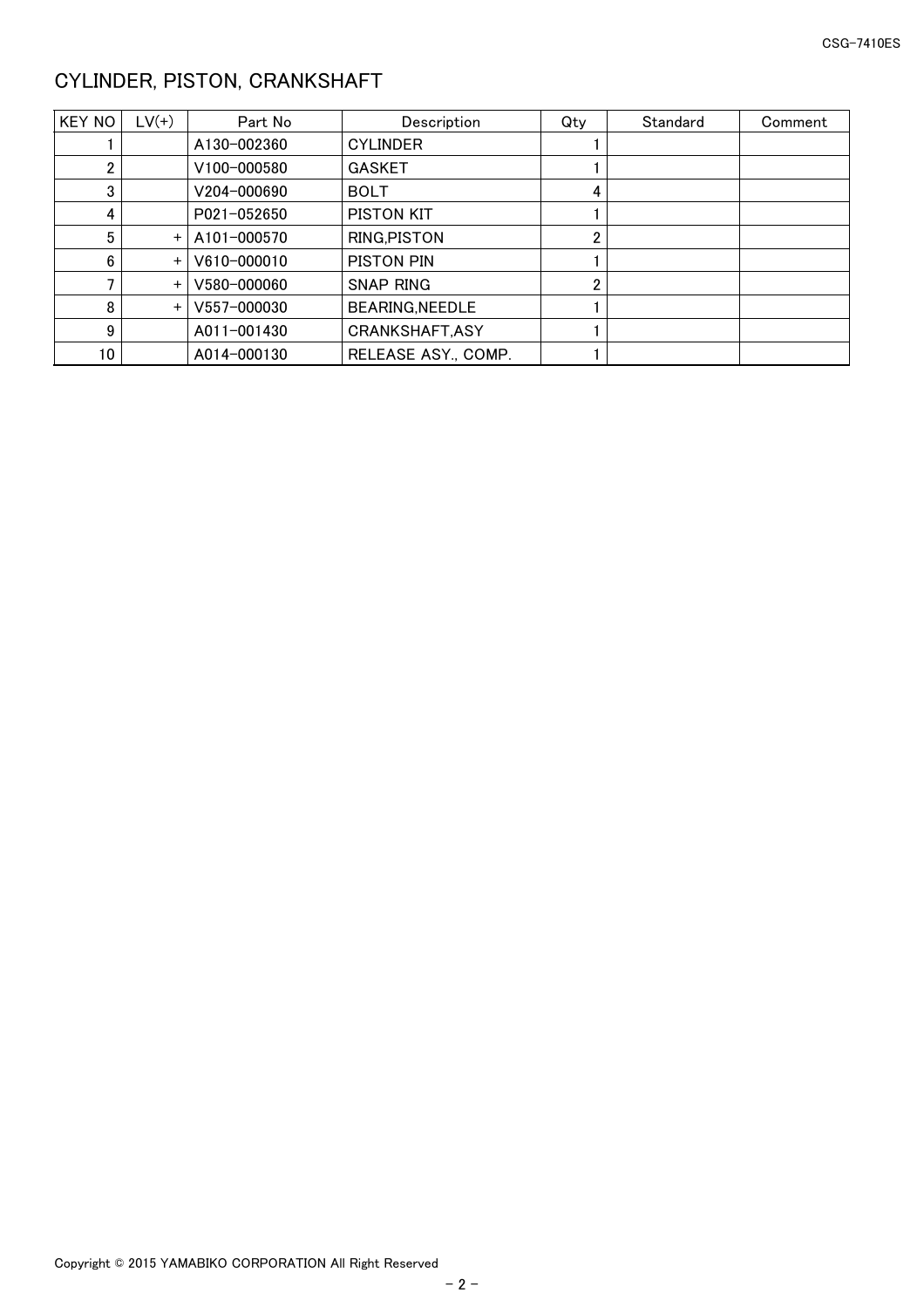## CYLINDER, PISTON, CRANKSHAFT

| KEY NO | LV(+) | Part No | Description | Qty | Standard | Comment |
|---|---|---|---|---|---|---|
| 1 | | A130-002360 | CYLINDER | 1 | | |
| 2 | | V100-000580 | GASKET | 1 | | |
| 3 | | V204-000690 | BOLT | 4 | | |
| 4 | | P021-052650 | PISTON KIT | 1 | | |
| 5 | + | A101-000570 | RING,PISTON | 2 | | |
| 6 | + | V610-000010 | PISTON PIN | 1 | | |
| 7 | + | V580-000060 | SNAP RING | 2 | | |
| 8 | + | V557-000030 | BEARING,NEEDLE | 1 | | |
| 9 | | A011-001430 | CRANKSHAFT,ASY | 1 | | |
| 10 | | A014-000130 | RELEASE ASY., COMP. | 1 | | |

Copyright © 2015 YAMABIKO CORPORATION All Right Reserved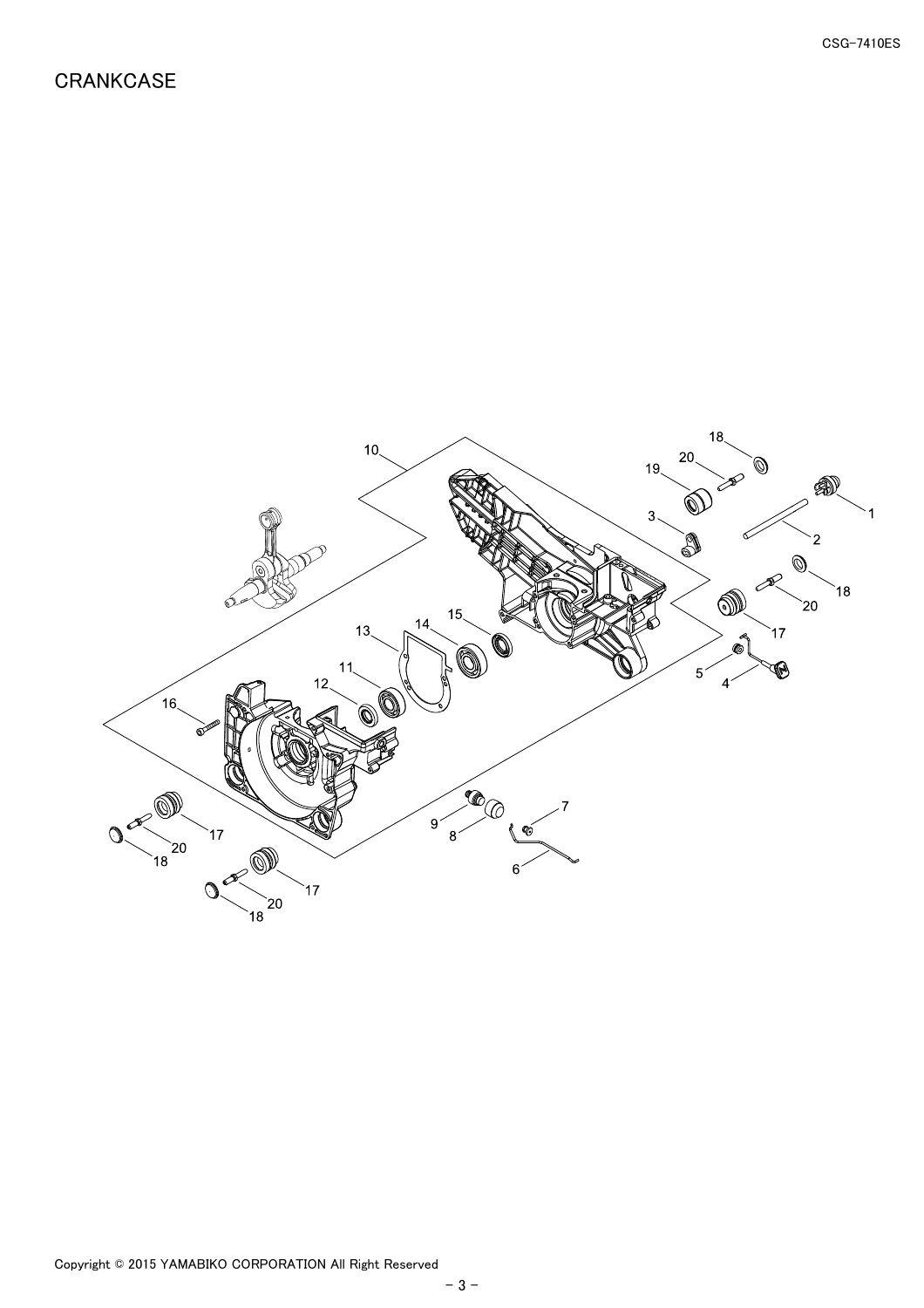# CRANKCASE

Copyright © 2015 YAMABIKO CORPORATION All Right Reserved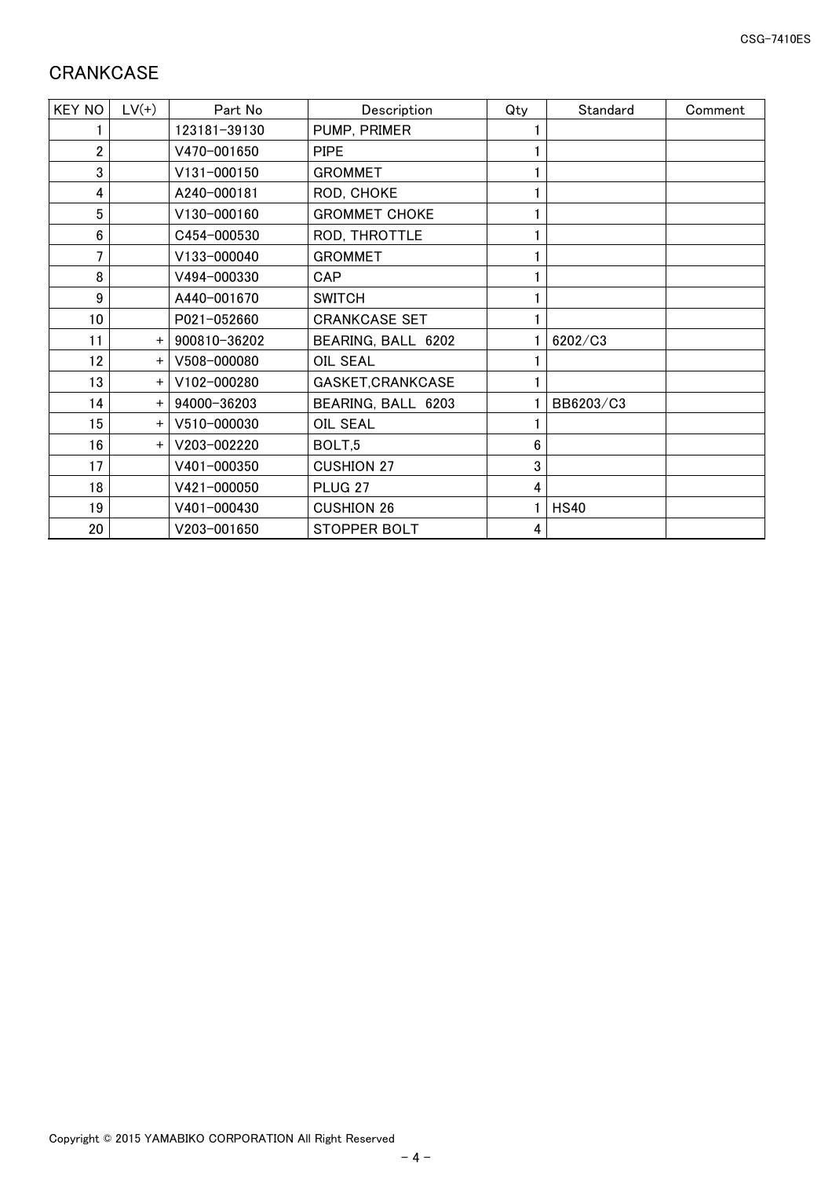# CRANKCASE

| KEY NO | LV(+) | Part No | Description | Qty | Standard | Comment |
|---|---|---|---|---|---|---|
| 1 | | 123181-39130 | PUMP, PRIMER | 1 | | |
| 2 | | V470-001650 | PIPE | 1 | | |
| 3 | | V131-000150 | GROMMET | 1 | | |
| 4 | | A240-000181 | ROD, CHOKE | 1 | | |
| 5 | | V130-000160 | GROMMET CHOKE | 1 | | |
| 6 | | C454-000530 | ROD, THROTTLE | 1 | | |
| 7 | | V133-000040 | GROMMET | 1 | | |
| 8 | | V494-000330 | CAP | 1 | | |
| 9 | | A440-001670 | SWITCH | 1 | | |
| 10 | | P021-052660 | CRANKCASE SET | 1 | | |
| 11 | + | 900810-36202 | BEARING, BALL 6202 | 1 | 6202/C3 | |
| 12 | + | V508-000080 | OIL SEAL | 1 | | |
| 13 | + | V102-000280 | GASKET,CRANKCASE | 1 | | |
| 14 | + | 94000-36203 | BEARING, BALL 6203 | 1 | BB6203/C3 | |
| 15 | + | V510-000030 | OIL SEAL | 1 | | |
| 16 | + | V203-002220 | BOLT,5 | 6 | | |
| 17 | | V401-000350 | CUSHION 27 | 3 | | |
| 18 | | V421-000050 | PLUG 27 | 4 | | |
| 19 | | V401-000430 | CUSHION 26 | 1 | HS40 | |
| 20 | | V203-001650 | STOPPER BOLT | 4 | | |

Copyright © 2015 YAMABIKO CORPORATION All Right Reserved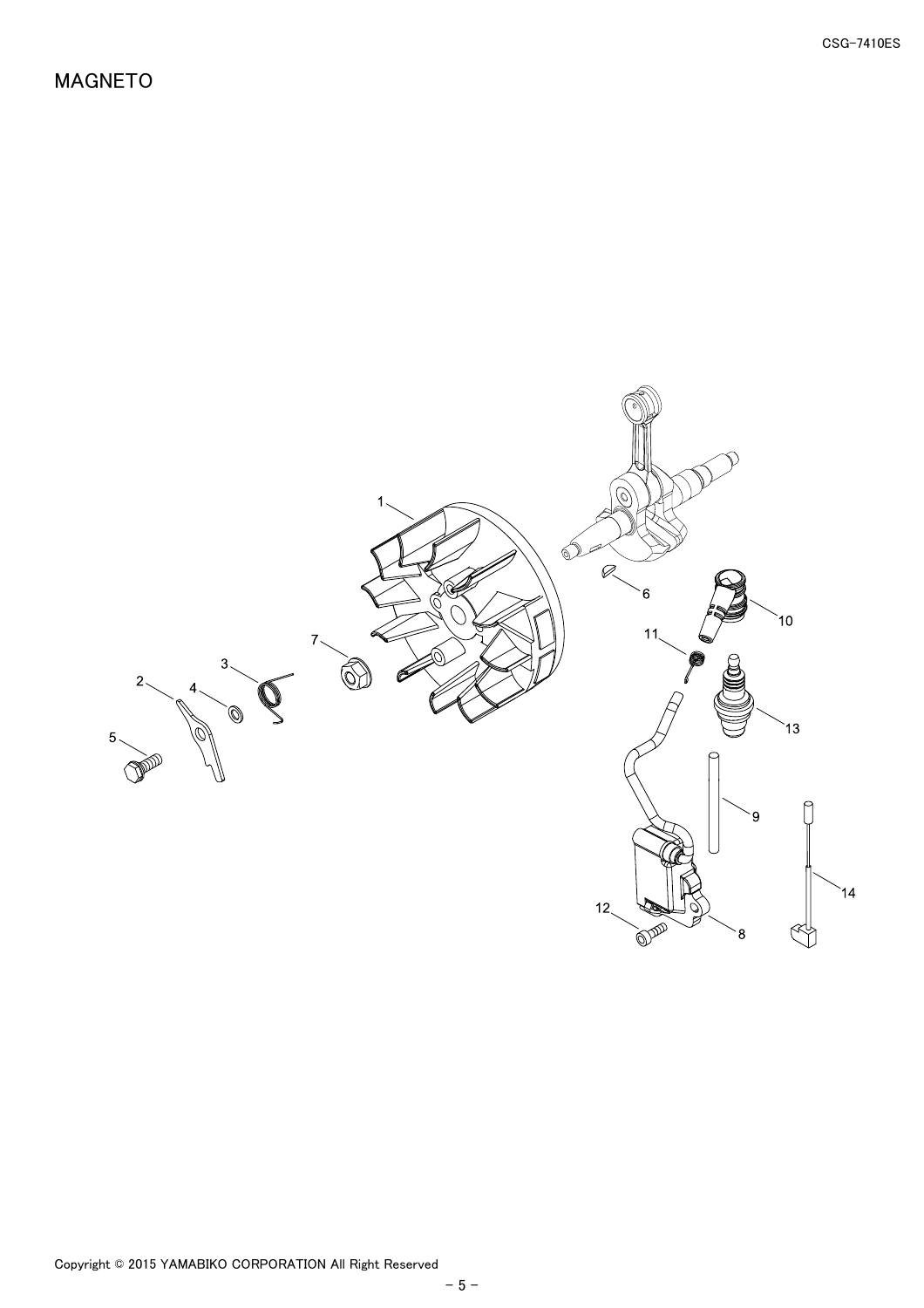# MAGNETO

1
2
3
4
5
6
7
8
9
10
11
12
13
14

Copyright © 2015 YAMABIKO CORPORATION All Right Reserved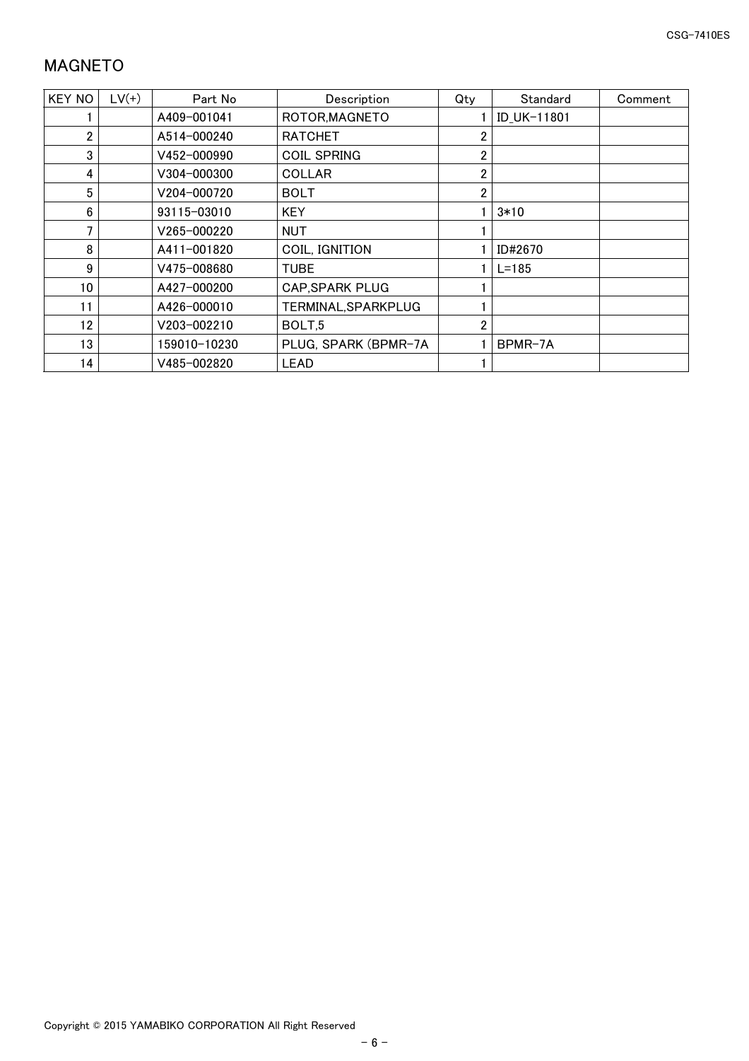## MAGNETO

| KEY NO | LV(+) | Part No | Description | Qty | Standard | Comment |
|---|---|---|---|---|---|---|
| 1 | | A409-001041 | ROTOR,MAGNETO | 1 | ID_UK-11801 | |
| 2 | | A514-000240 | RATCHET | 2 | | |
| 3 | | V452-000990 | COIL SPRING | 2 | | |
| 4 | | V304-000300 | COLLAR | 2 | | |
| 5 | | V204-000720 | BOLT | 2 | | |
| 6 | | 93115-03010 | KEY | 1 | 3*10 | |
| 7 | | V265-000220 | NUT | 1 | | |
| 8 | | A411-001820 | COIL, IGNITION | 1 | ID#2670 | |
| 9 | | V475-008680 | TUBE | 1 | L=185 | |
| 10 | | A427-000200 | CAP,SPARK PLUG | 1 | | |
| 11 | | A426-000010 | TERMINAL,SPARKPLUG | 1 | | |
| 12 | | V203-002210 | BOLT,5 | 2 | | |
| 13 | | 159010-10230 | PLUG, SPARK (BPMR-7A | 1 | BPMR-7A | |
| 14 | | V485-002820 | LEAD | 1 | | |

Copyright © 2015 YAMABIKO CORPORATION All Right Reserved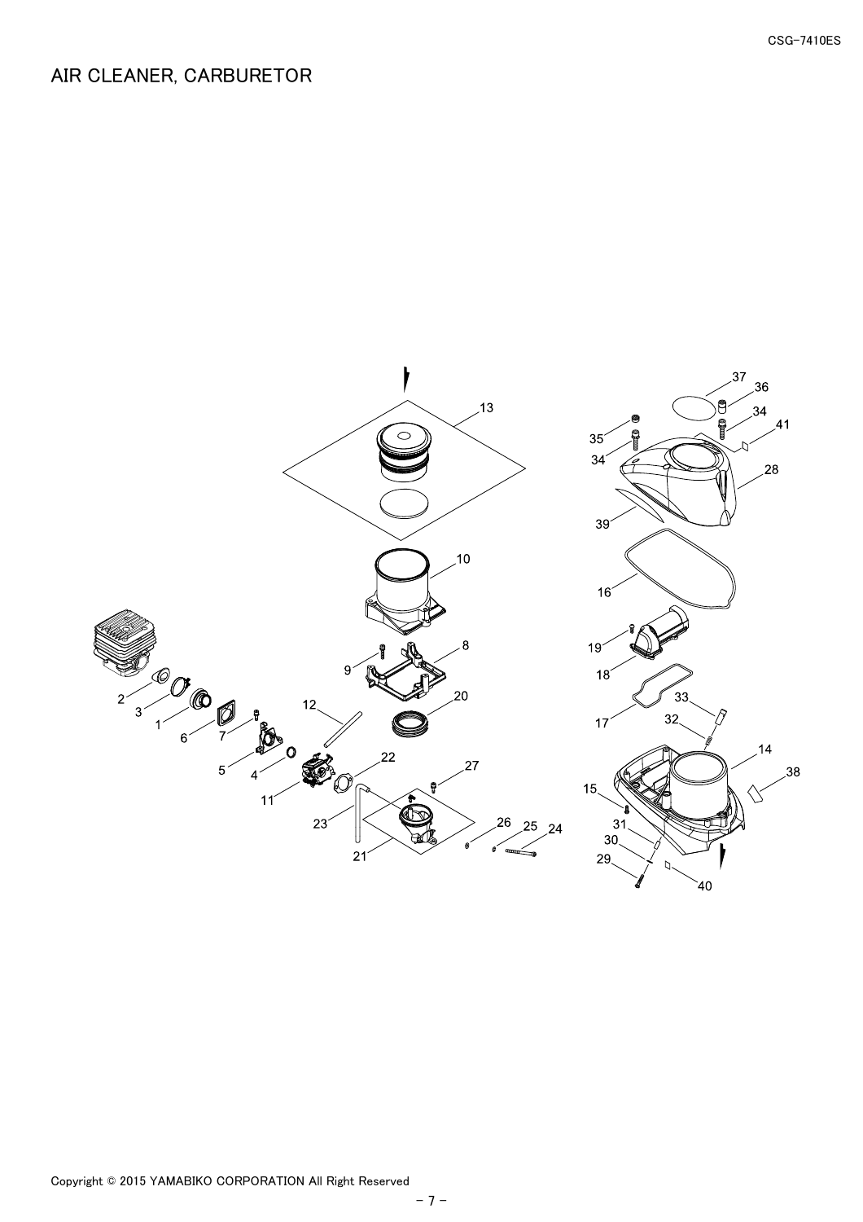# AIR CLEANER, CARBURETOR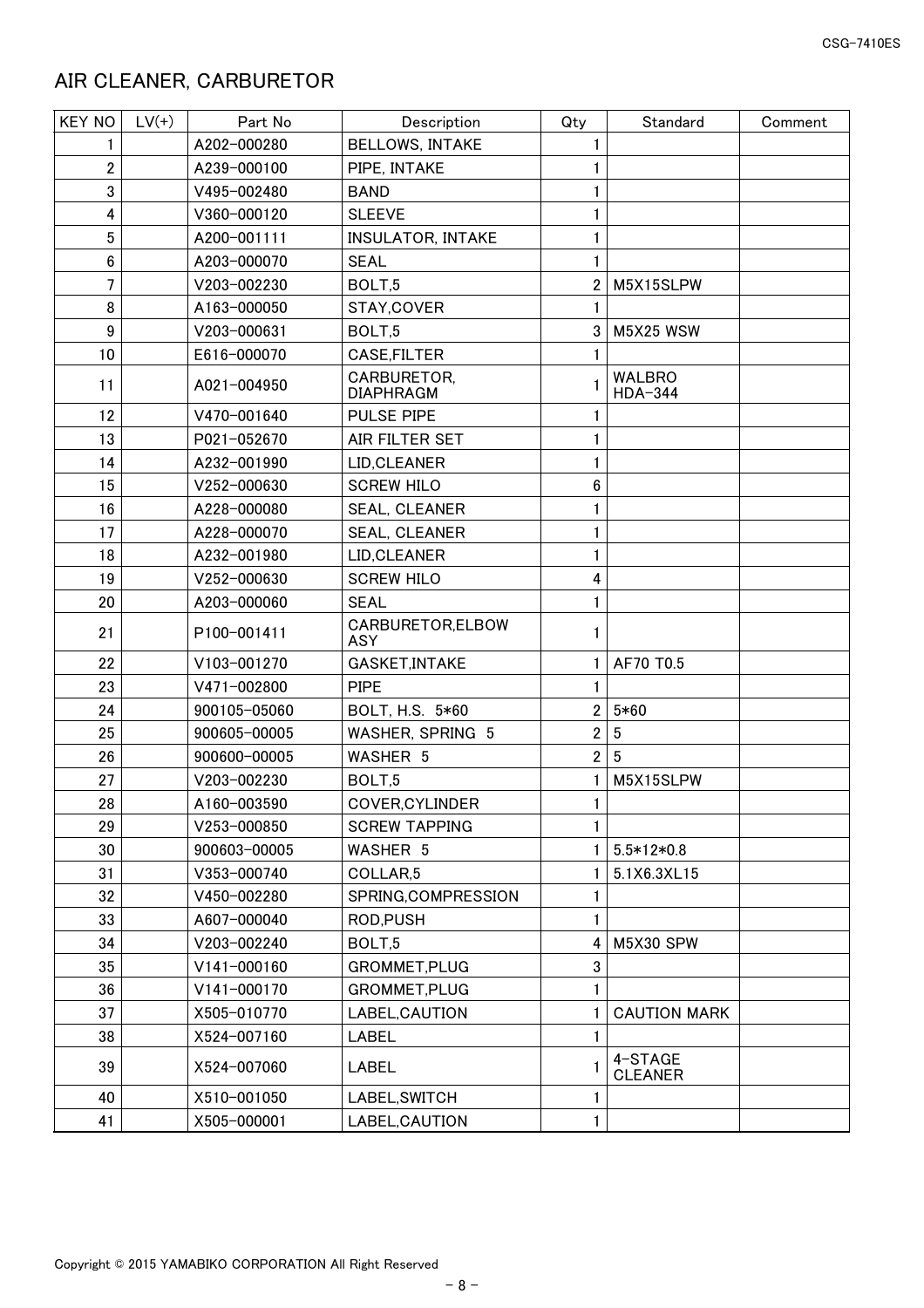## AIR CLEANER, CARBURETOR

| KEY NO | LV(+) | Part No | Description | Qty | Standard | Comment |
|---|---|---|---|---|---|---|
| 1 | | A202-000280 | BELLOWS, INTAKE | 1 | | |
| 2 | | A239-000100 | PIPE, INTAKE | 1 | | |
| 3 | | V495-002480 | BAND | 1 | | |
| 4 | | V360-000120 | SLEEVE | 1 | | |
| 5 | | A200-001111 | INSULATOR, INTAKE | 1 | | |
| 6 | | A203-000070 | SEAL | 1 | | |
| 7 | | V203-002230 | BOLT,5 | 2 | M5X15SLPW | |
| 8 | | A163-000050 | STAY,COVER | 1 | | |
| 9 | | V203-000631 | BOLT,5 | 3 | M5X25 WSW | |
| 10 | | E616-000070 | CASE,FILTER | 1 | | |
| 11 | | A021-004950 | CARBURETOR, DIAPHRAGM | 1 | WALBRO HDA-344 | |
| 12 | | V470-001640 | PULSE PIPE | 1 | | |
| 13 | | P021-052670 | AIR FILTER SET | 1 | | |
| 14 | | A232-001990 | LID,CLEANER | 1 | | |
| 15 | | V252-000630 | SCREW HILO | 6 | | |
| 16 | | A228-000080 | SEAL, CLEANER | 1 | | |
| 17 | | A228-000070 | SEAL, CLEANER | 1 | | |
| 18 | | A232-001980 | LID,CLEANER | 1 | | |
| 19 | | V252-000630 | SCREW HILO | 4 | | |
| 20 | | A203-000060 | SEAL | 1 | | |
| 21 | | P100-001411 | CARBURETOR,ELBOW ASY | 1 | | |
| 22 | | V103-001270 | GASKET,INTAKE | 1 | AF70 T0.5 | |
| 23 | | V471-002800 | PIPE | 1 | | |
| 24 | | 900105-05060 | BOLT, H.S. 5*60 | 2 | 5*60 | |
| 25 | | 900605-00005 | WASHER, SPRING 5 | 2 | 5 | |
| 26 | | 900600-00005 | WASHER 5 | 2 | 5 | |
| 27 | | V203-002230 | BOLT,5 | 1 | M5X15SLPW | |
| 28 | | A160-003590 | COVER,CYLINDER | 1 | | |
| 29 | | V253-000850 | SCREW TAPPING | 1 | | |
| 30 | | 900603-00005 | WASHER 5 | 1 | 5.5*12*0.8 | |
| 31 | | V353-000740 | COLLAR,5 | 1 | 5.1X6.3XL15 | |
| 32 | | V450-002280 | SPRING,COMPRESSION | 1 | | |
| 33 | | A607-000040 | ROD,PUSH | 1 | | |
| 34 | | V203-002240 | BOLT,5 | 4 | M5X30 SPW | |
| 35 | | V141-000160 | GROMMET,PLUG | 3 | | |
| 36 | | V141-000170 | GROMMET,PLUG | 1 | | |
| 37 | | X505-010770 | LABEL,CAUTION | 1 | CAUTION MARK | |
| 38 | | X524-007160 | LABEL | 1 | | |
| 39 | | X524-007060 | LABEL | 1 | 4-STAGE CLEANER | |
| 40 | | X510-001050 | LABEL,SWITCH | 1 | | |
| 41 | | X505-000001 | LABEL,CAUTION | 1 | | |

Copyright © 2015 YAMABIKO CORPORATION All Right Reserved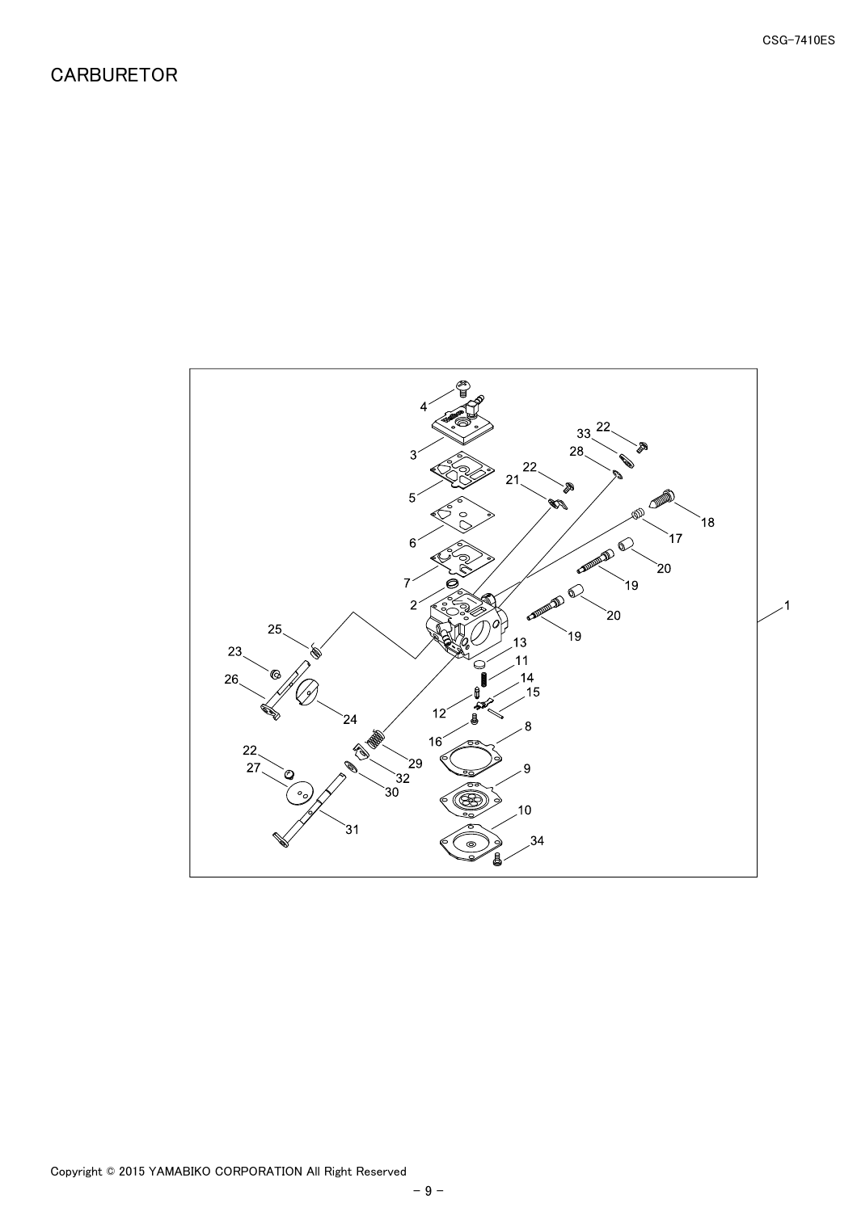# CARBURETOR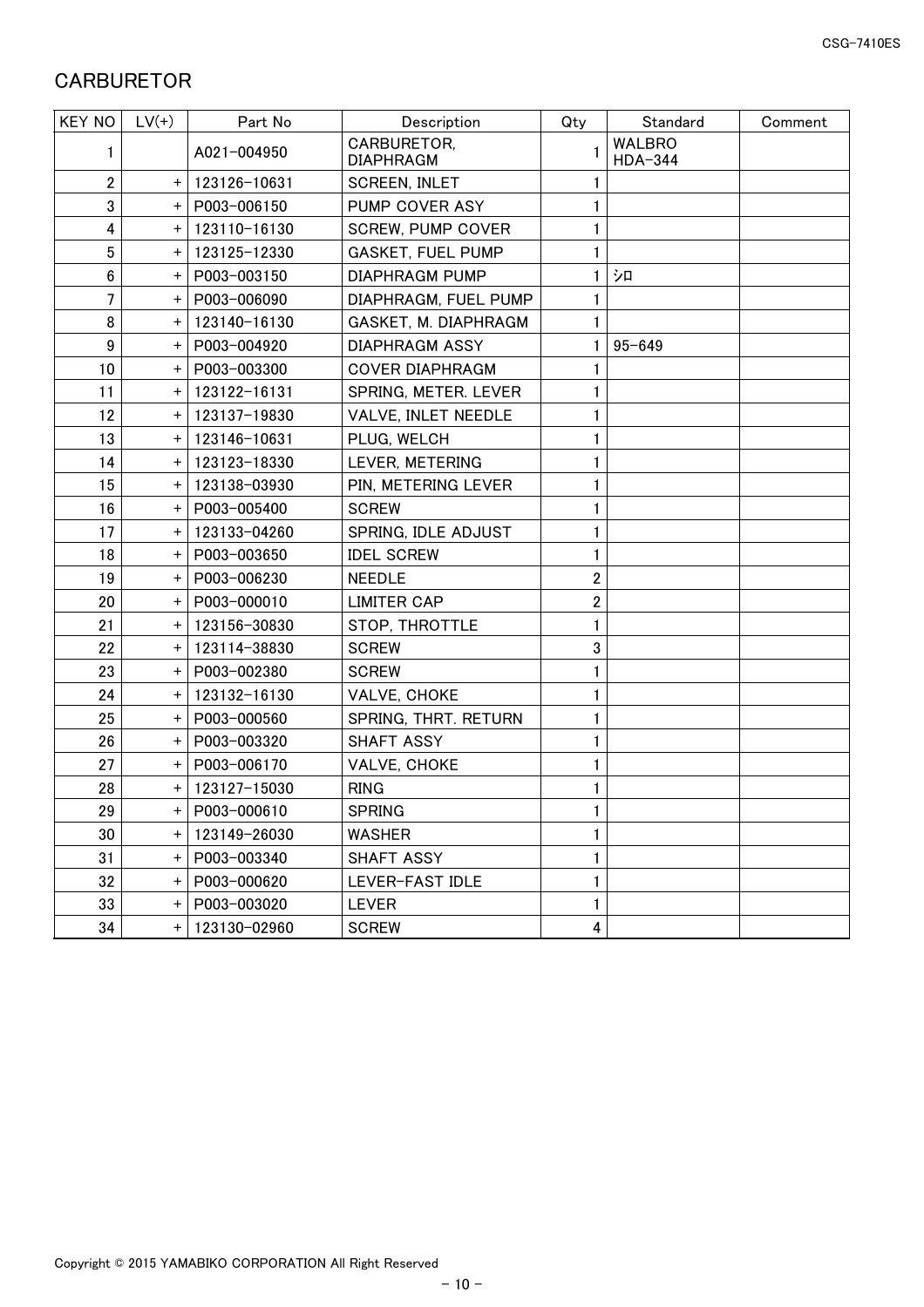# CARBURETOR

| KEY NO | LV(+) | Part No | Description | Qty | Standard | Comment |
|---|---|---|---|---|---|---|
| 1 | | A021-004950 | CARBURETOR, DIAPHRAGM | 1 | WALBRO HDA-344 | |
| 2 | + | 123126-10631 | SCREEN, INLET | 1 | | |
| 3 | + | P003-006150 | PUMP COVER ASY | 1 | | |
| 4 | + | 123110-16130 | SCREW, PUMP COVER | 1 | | |
| 5 | + | 123125-12330 | GASKET, FUEL PUMP | 1 | | |
| 6 | + | P003-003150 | DIAPHRAGM PUMP | 1 | ｼﾛ | |
| 7 | + | P003-006090 | DIAPHRAGM, FUEL PUMP | 1 | | |
| 8 | + | 123140-16130 | GASKET, M. DIAPHRAGM | 1 | | |
| 9 | + | P003-004920 | DIAPHRAGM ASSY | 1 | 95-649 | |
| 10 | + | P003-003300 | COVER DIAPHRAGM | 1 | | |
| 11 | + | 123122-16131 | SPRING, METER. LEVER | 1 | | |
| 12 | + | 123137-19830 | VALVE, INLET NEEDLE | 1 | | |
| 13 | + | 123146-10631 | PLUG, WELCH | 1 | | |
| 14 | + | 123123-18330 | LEVER, METERING | 1 | | |
| 15 | + | 123138-03930 | PIN, METERING LEVER | 1 | | |
| 16 | + | P003-005400 | SCREW | 1 | | |
| 17 | + | 123133-04260 | SPRING, IDLE ADJUST | 1 | | |
| 18 | + | P003-003650 | IDEL SCREW | 1 | | |
| 19 | + | P003-006230 | NEEDLE | 2 | | |
| 20 | + | P003-000010 | LIMITER CAP | 2 | | |
| 21 | + | 123156-30830 | STOP, THROTTLE | 1 | | |
| 22 | + | 123114-38830 | SCREW | 3 | | |
| 23 | + | P003-002380 | SCREW | 1 | | |
| 24 | + | 123132-16130 | VALVE, CHOKE | 1 | | |
| 25 | + | P003-000560 | SPRING, THRT. RETURN | 1 | | |
| 26 | + | P003-003320 | SHAFT ASSY | 1 | | |
| 27 | + | P003-006170 | VALVE, CHOKE | 1 | | |
| 28 | + | 123127-15030 | RING | 1 | | |
| 29 | + | P003-000610 | SPRING | 1 | | |
| 30 | + | 123149-26030 | WASHER | 1 | | |
| 31 | + | P003-003340 | SHAFT ASSY | 1 | | |
| 32 | + | P003-000620 | LEVER-FAST IDLE | 1 | | |
| 33 | + | P003-003020 | LEVER | 1 | | |
| 34 | + | 123130-02960 | SCREW | 4 | | |

Copyright © 2015 YAMABIKO CORPORATION All Right Reserved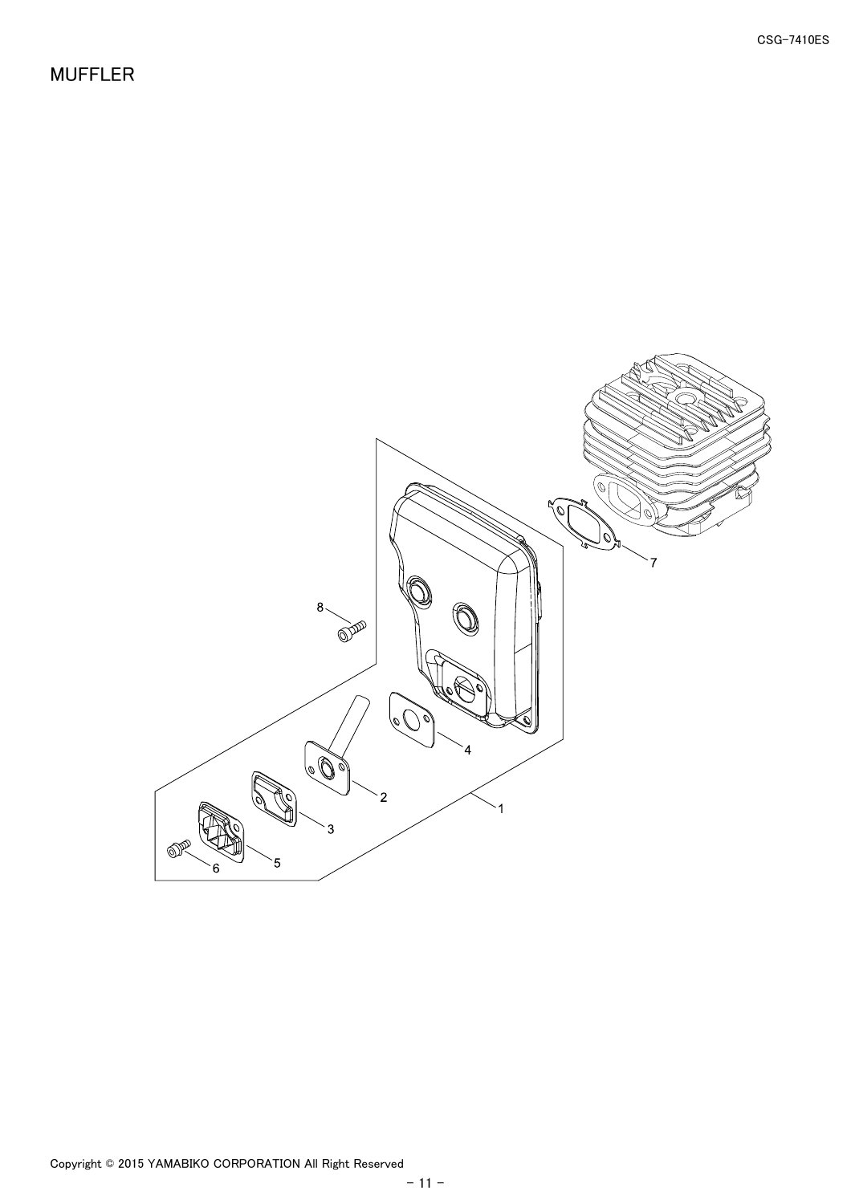# MUFFLER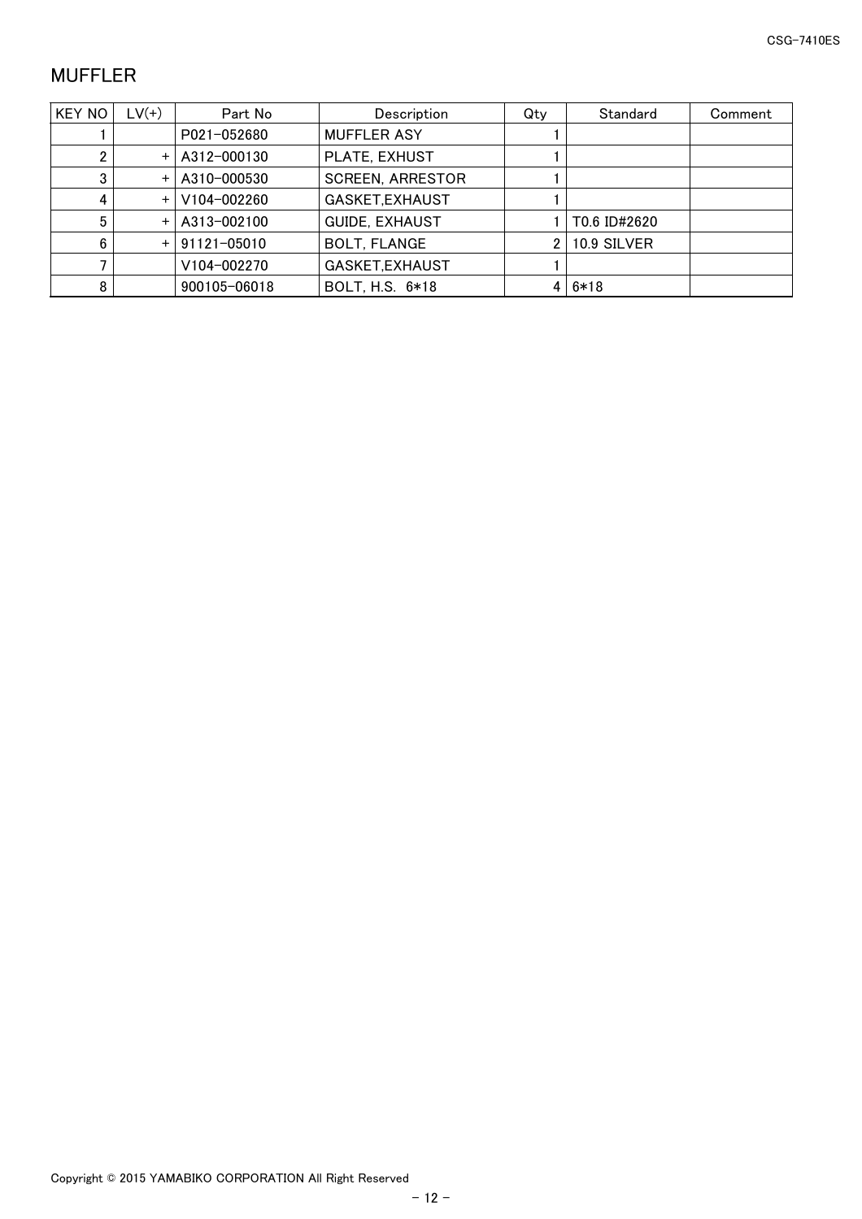# MUFFLER

| KEY NO | LV(+) | Part No | Description | Qty | Standard | Comment |
|---|---|---|---|---|---|---|
| 1 | | P021-052680 | MUFFLER ASY | 1 | | |
| 2 | + | A312-000130 | PLATE, EXHUST | 1 | | |
| 3 | + | A310-000530 | SCREEN, ARRESTOR | 1 | | |
| 4 | + | V104-002260 | GASKET,EXHAUST | 1 | | |
| 5 | + | A313-002100 | GUIDE, EXHAUST | 1 | T0.6 ID#2620 | |
| 6 | + | 91121-05010 | BOLT, FLANGE | 2 | 10.9 SILVER | |
| 7 | | V104-002270 | GASKET,EXHAUST | 1 | | |
| 8 | | 900105-06018 | BOLT, H.S.  6*18 | 4 | 6*18 | |

Copyright © 2015 YAMABIKO CORPORATION All Right Reserved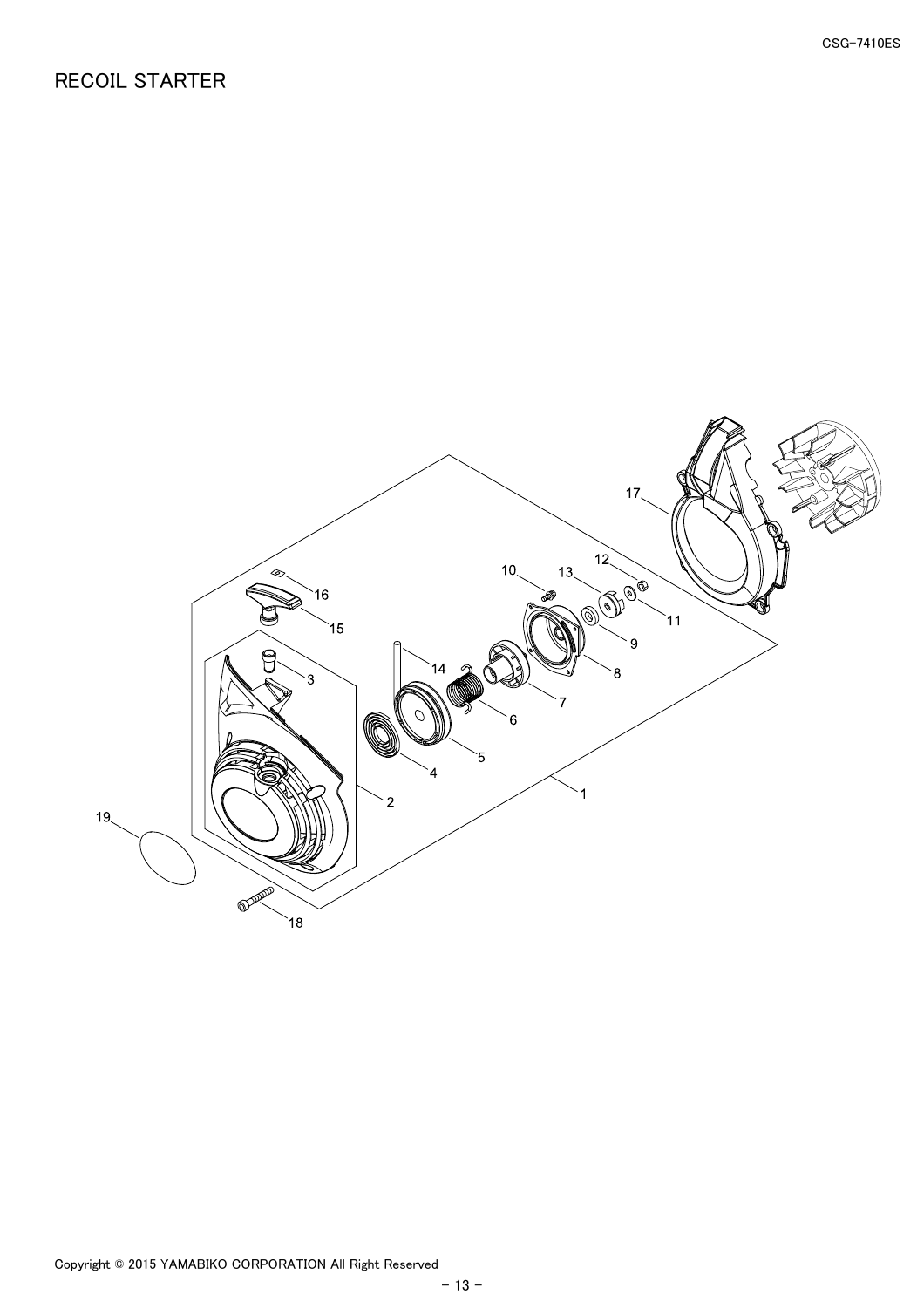# RECOIL STARTER

1
2
3
4
5
6
7
8
9
10
11
12
13
14
15
16
17
18
19

Copyright © 2015 YAMABIKO CORPORATION All Right Reserved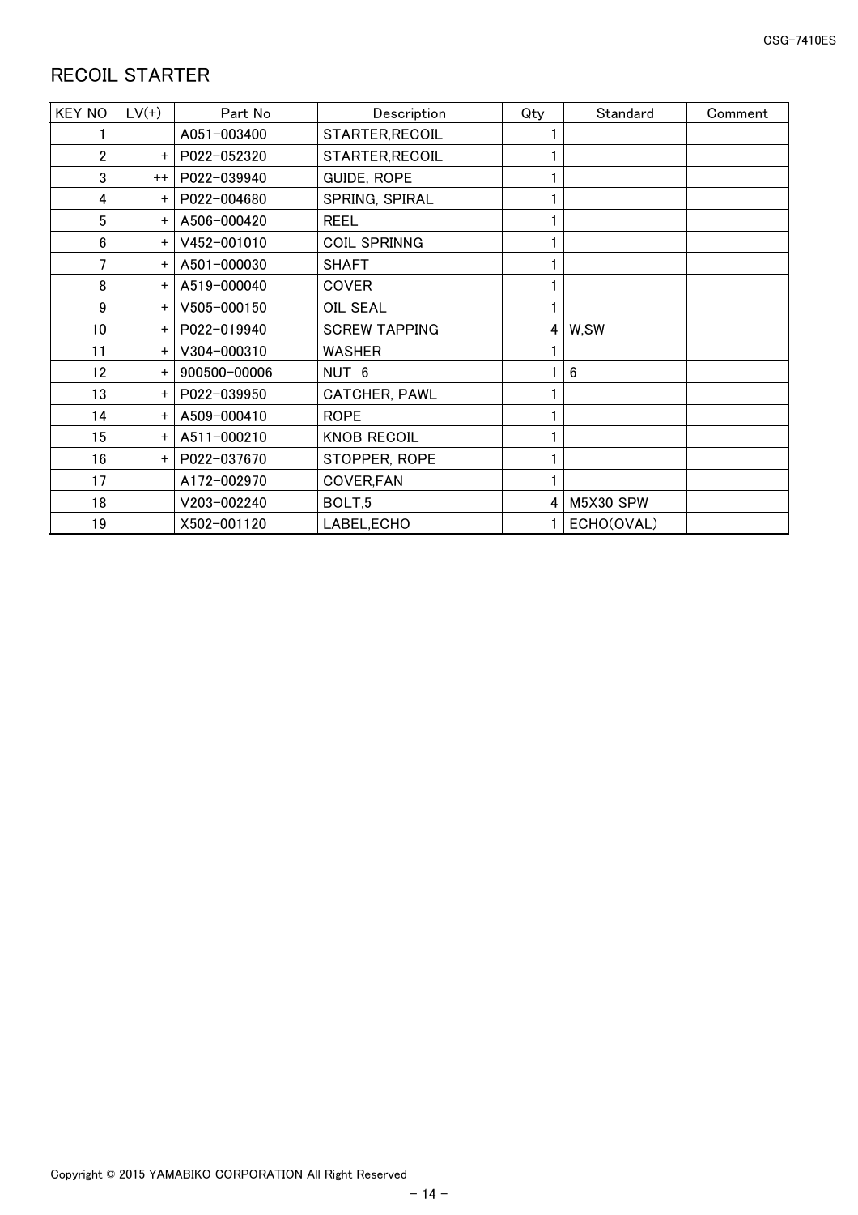# RECOIL STARTER

| KEY NO | LV(+) | Part No | Description | Qty | Standard | Comment |
|---|---|---|---|---|---|---|
| 1 | | A051-003400 | STARTER,RECOIL | 1 | | |
| 2 | + | P022-052320 | STARTER,RECOIL | 1 | | |
| 3 | ++ | P022-039940 | GUIDE, ROPE | 1 | | |
| 4 | + | P022-004680 | SPRING, SPIRAL | 1 | | |
| 5 | + | A506-000420 | REEL | 1 | | |
| 6 | + | V452-001010 | COIL SPRINNG | 1 | | |
| 7 | + | A501-000030 | SHAFT | 1 | | |
| 8 | + | A519-000040 | COVER | 1 | | |
| 9 | + | V505-000150 | OIL SEAL | 1 | | |
| 10 | + | P022-019940 | SCREW TAPPING | 4 | W,SW | |
| 11 | + | V304-000310 | WASHER | 1 | | |
| 12 | + | 900500-00006 | NUT 6 | 1 | 6 | |
| 13 | + | P022-039950 | CATCHER, PAWL | 1 | | |
| 14 | + | A509-000410 | ROPE | 1 | | |
| 15 | + | A511-000210 | KNOB RECOIL | 1 | | |
| 16 | + | P022-037670 | STOPPER, ROPE | 1 | | |
| 17 | | A172-002970 | COVER,FAN | 1 | | |
| 18 | | V203-002240 | BOLT,5 | 4 | M5X30 SPW | |
| 19 | | X502-001120 | LABEL,ECHO | 1 | ECHO(OVAL) | |

Copyright © 2015 YAMABIKO CORPORATION All Right Reserved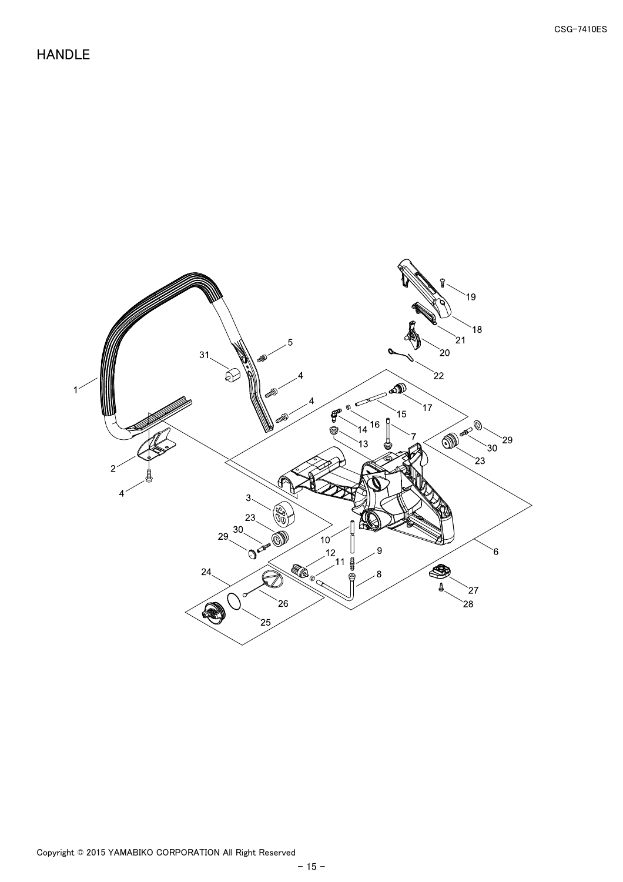# HANDLE

1
2
3
4
4
4
5
6
7
8
9
10
11
12
13
14
15
16
17
18
19
20
21
22
23
23
24
25
26
27
28
29
29
30
30
31

Copyright © 2015 YAMABIKO CORPORATION All Right Reserved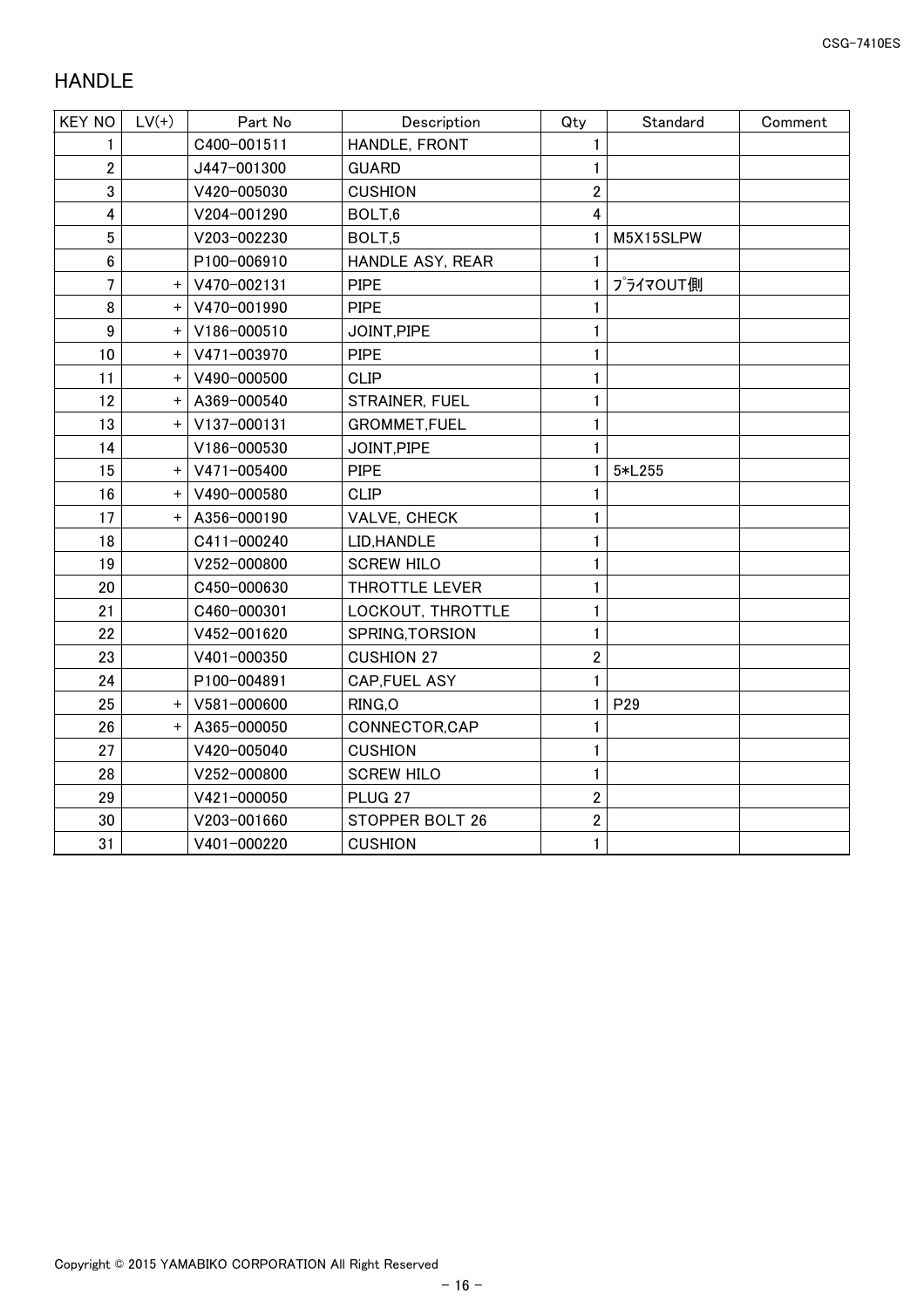## HANDLE

| KEY NO | LV(+) | Part No | Description | Qty | Standard | Comment |
|---|---|---|---|---|---|---|
| 1 | | C400-001511 | HANDLE, FRONT | 1 | | |
| 2 | | J447-001300 | GUARD | 1 | | |
| 3 | | V420-005030 | CUSHION | 2 | | |
| 4 | | V204-001290 | BOLT,6 | 4 | | |
| 5 | | V203-002230 | BOLT,5 | 1 | M5X15SLPW | |
| 6 | | P100-006910 | HANDLE ASY, REAR | 1 | | |
| 7 | + | V470-002131 | PIPE | 1 | ﾌﾟﾗｲﾏOUT側 | |
| 8 | + | V470-001990 | PIPE | 1 | | |
| 9 | + | V186-000510 | JOINT,PIPE | 1 | | |
| 10 | + | V471-003970 | PIPE | 1 | | |
| 11 | + | V490-000500 | CLIP | 1 | | |
| 12 | + | A369-000540 | STRAINER, FUEL | 1 | | |
| 13 | + | V137-000131 | GROMMET,FUEL | 1 | | |
| 14 | | V186-000530 | JOINT,PIPE | 1 | | |
| 15 | + | V471-005400 | PIPE | 1 | 5*L255 | |
| 16 | + | V490-000580 | CLIP | 1 | | |
| 17 | + | A356-000190 | VALVE, CHECK | 1 | | |
| 18 | | C411-000240 | LID,HANDLE | 1 | | |
| 19 | | V252-000800 | SCREW HILO | 1 | | |
| 20 | | C450-000630 | THROTTLE LEVER | 1 | | |
| 21 | | C460-000301 | LOCKOUT, THROTTLE | 1 | | |
| 22 | | V452-001620 | SPRING,TORSION | 1 | | |
| 23 | | V401-000350 | CUSHION 27 | 2 | | |
| 24 | | P100-004891 | CAP,FUEL ASY | 1 | | |
| 25 | + | V581-000600 | RING,O | 1 | P29 | |
| 26 | + | A365-000050 | CONNECTOR,CAP | 1 | | |
| 27 | | V420-005040 | CUSHION | 1 | | |
| 28 | | V252-000800 | SCREW HILO | 1 | | |
| 29 | | V421-000050 | PLUG 27 | 2 | | |
| 30 | | V203-001660 | STOPPER BOLT 26 | 2 | | |
| 31 | | V401-000220 | CUSHION | 1 | | |

Copyright © 2015 YAMABIKO CORPORATION All Right Reserved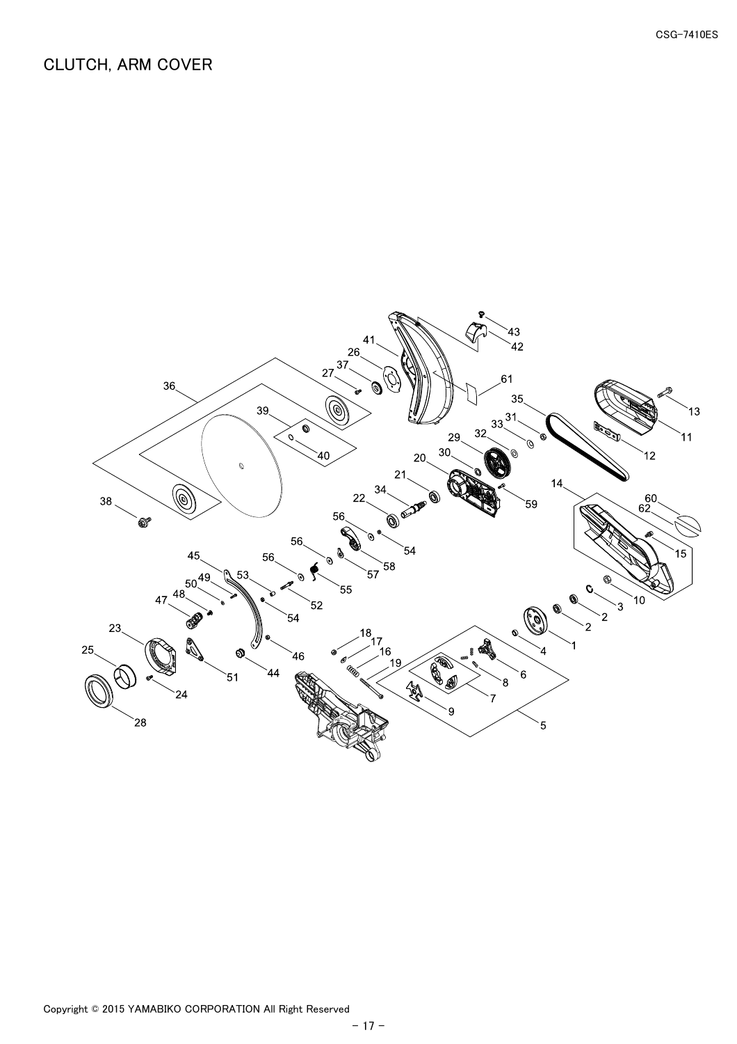# CLUTCH, ARM COVER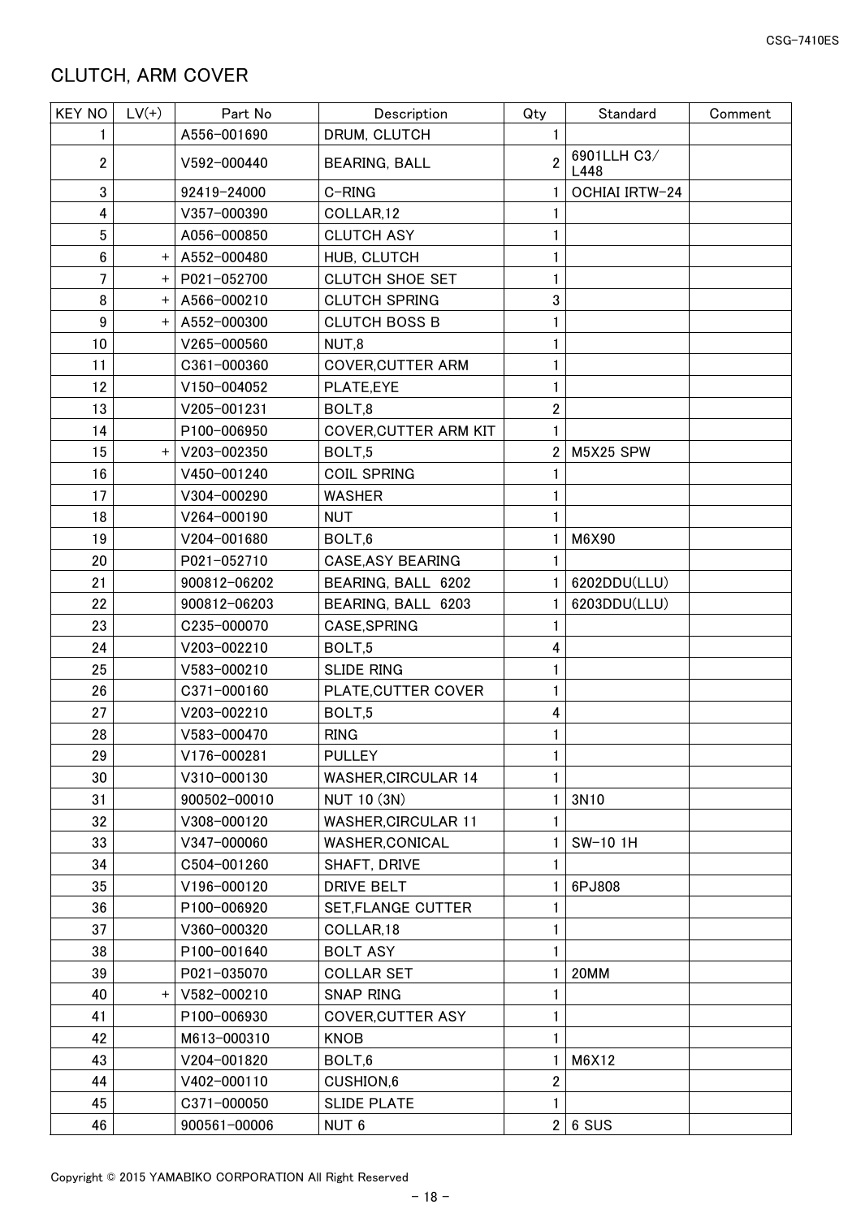# CLUTCH, ARM COVER

| KEY NO | LV(+) | Part No | Description | Qty | Standard | Comment |
|---|---|---|---|---|---|---|
| 1 | | A556-001690 | DRUM, CLUTCH | 1 | | |
| 2 | | V592-000440 | BEARING, BALL | 2 | 6901LLH C3/ L448 | |
| 3 | | 92419-24000 | C-RING | 1 | OCHIAI IRTW-24 | |
| 4 | | V357-000390 | COLLAR,12 | 1 | | |
| 5 | | A056-000850 | CLUTCH ASY | 1 | | |
| 6 | + | A552-000480 | HUB, CLUTCH | 1 | | |
| 7 | + | P021-052700 | CLUTCH SHOE SET | 1 | | |
| 8 | + | A566-000210 | CLUTCH SPRING | 3 | | |
| 9 | + | A552-000300 | CLUTCH BOSS B | 1 | | |
| 10 | | V265-000560 | NUT,8 | 1 | | |
| 11 | | C361-000360 | COVER,CUTTER ARM | 1 | | |
| 12 | | V150-004052 | PLATE,EYE | 1 | | |
| 13 | | V205-001231 | BOLT,8 | 2 | | |
| 14 | | P100-006950 | COVER,CUTTER ARM KIT | 1 | | |
| 15 | + | V203-002350 | BOLT,5 | 2 | M5X25 SPW | |
| 16 | | V450-001240 | COIL SPRING | 1 | | |
| 17 | | V304-000290 | WASHER | 1 | | |
| 18 | | V264-000190 | NUT | 1 | | |
| 19 | | V204-001680 | BOLT,6 | 1 | M6X90 | |
| 20 | | P021-052710 | CASE,ASY BEARING | 1 | | |
| 21 | | 900812-06202 | BEARING, BALL 6202 | 1 | 6202DDU(LLU) | |
| 22 | | 900812-06203 | BEARING, BALL 6203 | 1 | 6203DDU(LLU) | |
| 23 | | C235-000070 | CASE,SPRING | 1 | | |
| 24 | | V203-002210 | BOLT,5 | 4 | | |
| 25 | | V583-000210 | SLIDE RING | 1 | | |
| 26 | | C371-000160 | PLATE,CUTTER COVER | 1 | | |
| 27 | | V203-002210 | BOLT,5 | 4 | | |
| 28 | | V583-000470 | RING | 1 | | |
| 29 | | V176-000281 | PULLEY | 1 | | |
| 30 | | V310-000130 | WASHER,CIRCULAR 14 | 1 | | |
| 31 | | 900502-00010 | NUT 10 (3N) | 1 | 3N10 | |
| 32 | | V308-000120 | WASHER,CIRCULAR 11 | 1 | | |
| 33 | | V347-000060 | WASHER,CONICAL | 1 | SW-10 1H | |
| 34 | | C504-001260 | SHAFT, DRIVE | 1 | | |
| 35 | | V196-000120 | DRIVE BELT | 1 | 6PJ808 | |
| 36 | | P100-006920 | SET,FLANGE CUTTER | 1 | | |
| 37 | | V360-000320 | COLLAR,18 | 1 | | |
| 38 | | P100-001640 | BOLT ASY | 1 | | |
| 39 | | P021-035070 | COLLAR SET | 1 | 20MM | |
| 40 | + | V582-000210 | SNAP RING | 1 | | |
| 41 | | P100-006930 | COVER,CUTTER ASY | 1 | | |
| 42 | | M613-000310 | KNOB | 1 | | |
| 43 | | V204-001820 | BOLT,6 | 1 | M6X12 | |
| 44 | | V402-000110 | CUSHION,6 | 2 | | |
| 45 | | C371-000050 | SLIDE PLATE | 1 | | |
| 46 | | 900561-00006 | NUT 6 | 2 | 6 SUS | |

Copyright © 2015 YAMABIKO CORPORATION All Right Reserved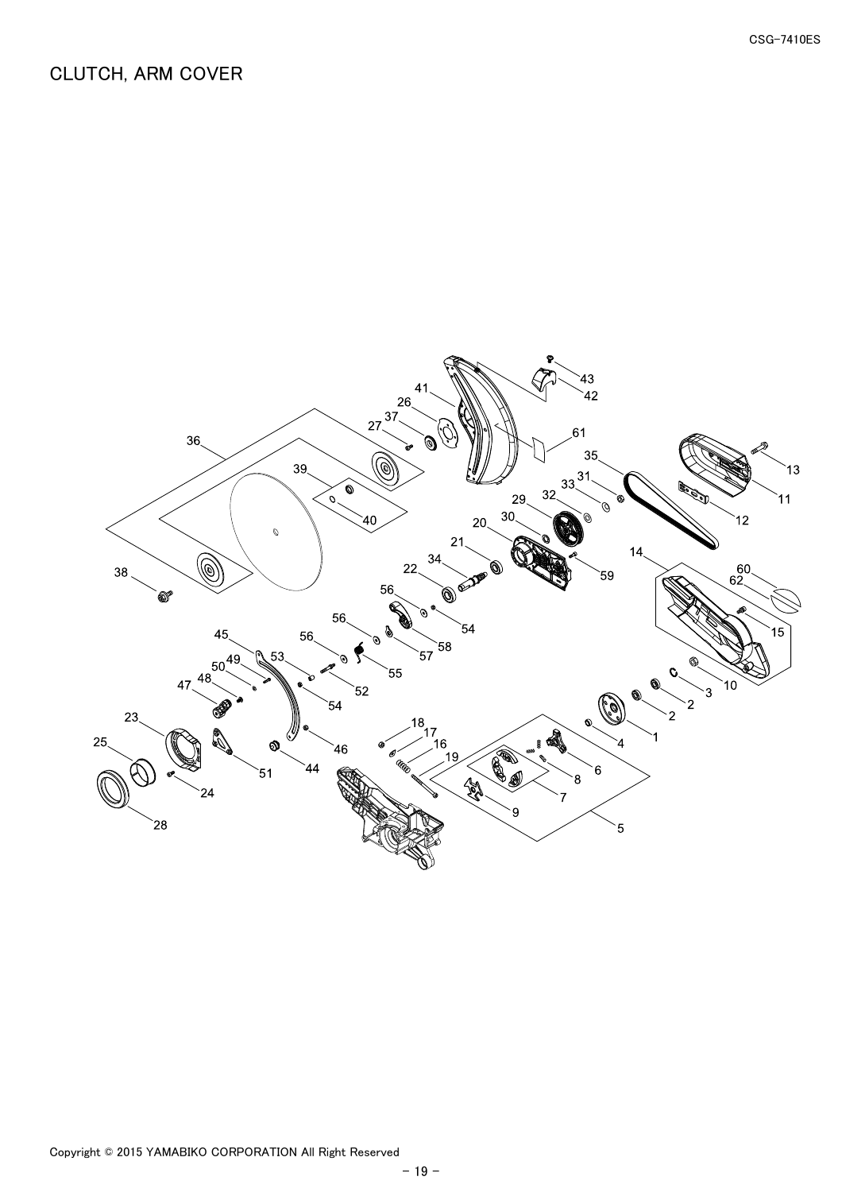# CLUTCH, ARM COVER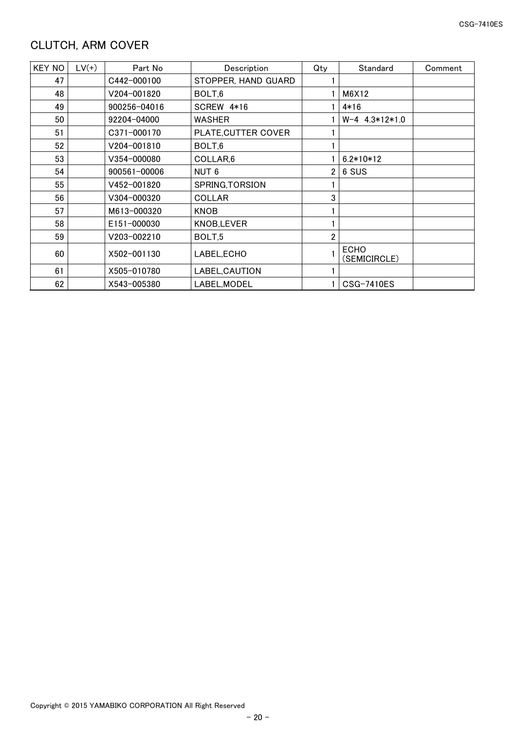## CLUTCH, ARM COVER

| KEY NO | LV(+) | Part No | Description | Qty | Standard | Comment |
|---|---|---|---|---|---|---|
| 47 | | C442-000100 | STOPPER, HAND GUARD | 1 | | |
| 48 | | V204-001820 | BOLT,6 | 1 | M6X12 | |
| 49 | | 900256-04016 | SCREW 4*16 | 1 | 4*16 | |
| 50 | | 92204-04000 | WASHER | 1 | W-4 4.3*12*1.0 | |
| 51 | | C371-000170 | PLATE,CUTTER COVER | 1 | | |
| 52 | | V204-001810 | BOLT,6 | 1 | | |
| 53 | | V354-000080 | COLLAR,6 | 1 | 6.2*10*12 | |
| 54 | | 900561-00006 | NUT 6 | 2 | 6 SUS | |
| 55 | | V452-001820 | SPRING,TORSION | 1 | | |
| 56 | | V304-000320 | COLLAR | 3 | | |
| 57 | | M613-000320 | KNOB | 1 | | |
| 58 | | E151-000030 | KNOB,LEVER | 1 | | |
| 59 | | V203-002210 | BOLT,5 | 2 | | |
| 60 | | X502-001130 | LABEL,ECHO | 1 | ECHO (SEMICIRCLE) | |
| 61 | | X505-010780 | LABEL,CAUTION | 1 | | |
| 62 | | X543-005380 | LABEL,MODEL | 1 | CSG-7410ES | |

Copyright © 2015 YAMABIKO CORPORATION All Right Reserved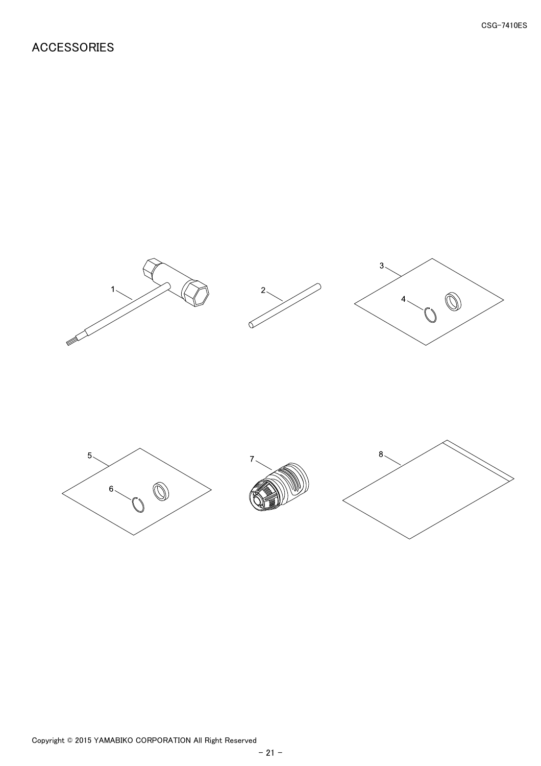# ACCESSORIES

1

2

3

4

5

6

7

8

Copyright © 2015 YAMABIKO CORPORATION All Right Reserved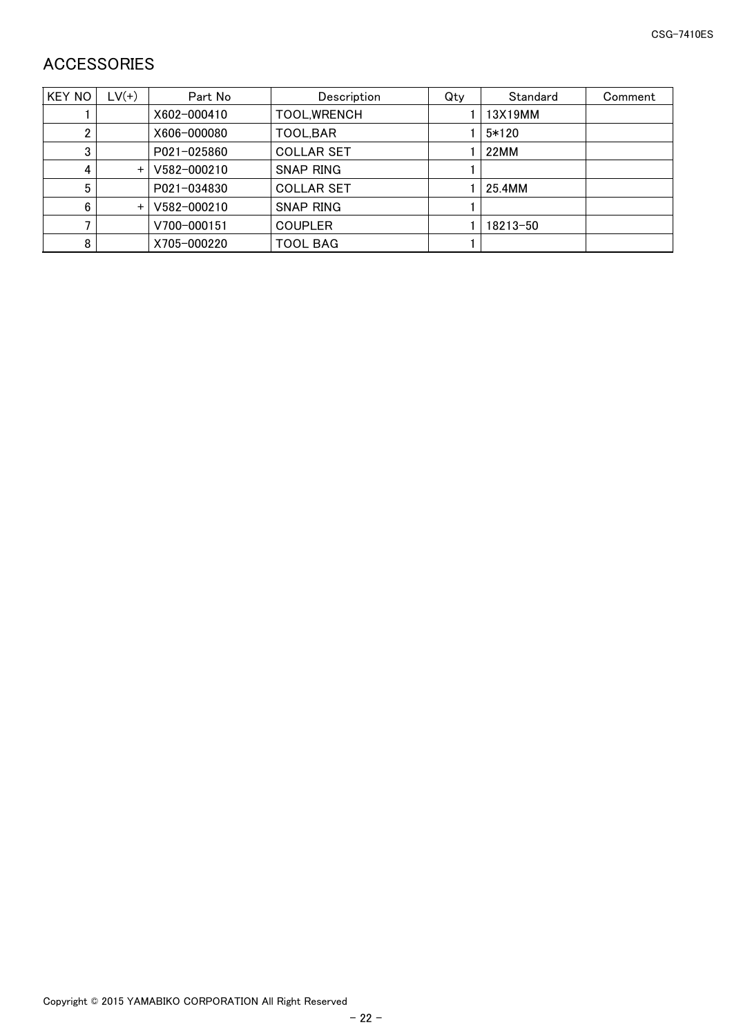## ACCESSORIES

| KEY NO | LV(+) | Part No | Description | Qty | Standard | Comment |
|---|---|---|---|---|---|---|
| 1 | | X602-000410 | TOOL,WRENCH | 1 | 13X19MM | |
| 2 | | X606-000080 | TOOL,BAR | 1 | 5*120 | |
| 3 | | P021-025860 | COLLAR SET | 1 | 22MM | |
| 4 | + | V582-000210 | SNAP RING | 1 | | |
| 5 | | P021-034830 | COLLAR SET | 1 | 25.4MM | |
| 6 | + | V582-000210 | SNAP RING | 1 | | |
| 7 | | V700-000151 | COUPLER | 1 | 18213-50 | |
| 8 | | X705-000220 | TOOL BAG | 1 | | |

Copyright © 2015 YAMABIKO CORPORATION All Right Reserved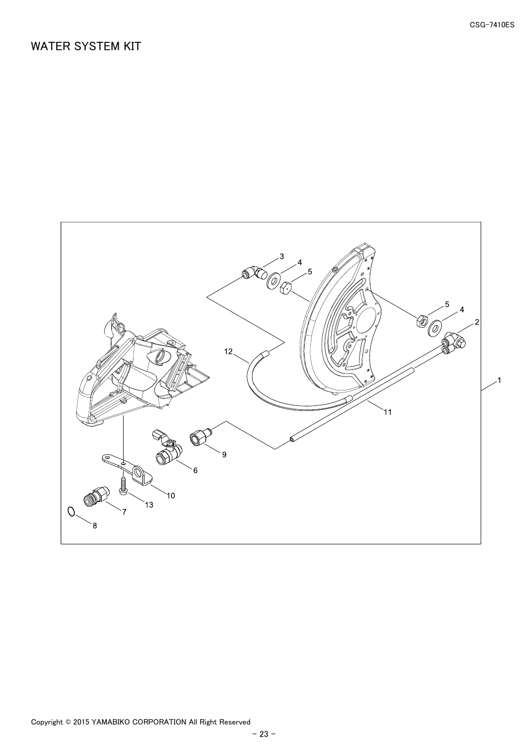# WATER SYSTEM KIT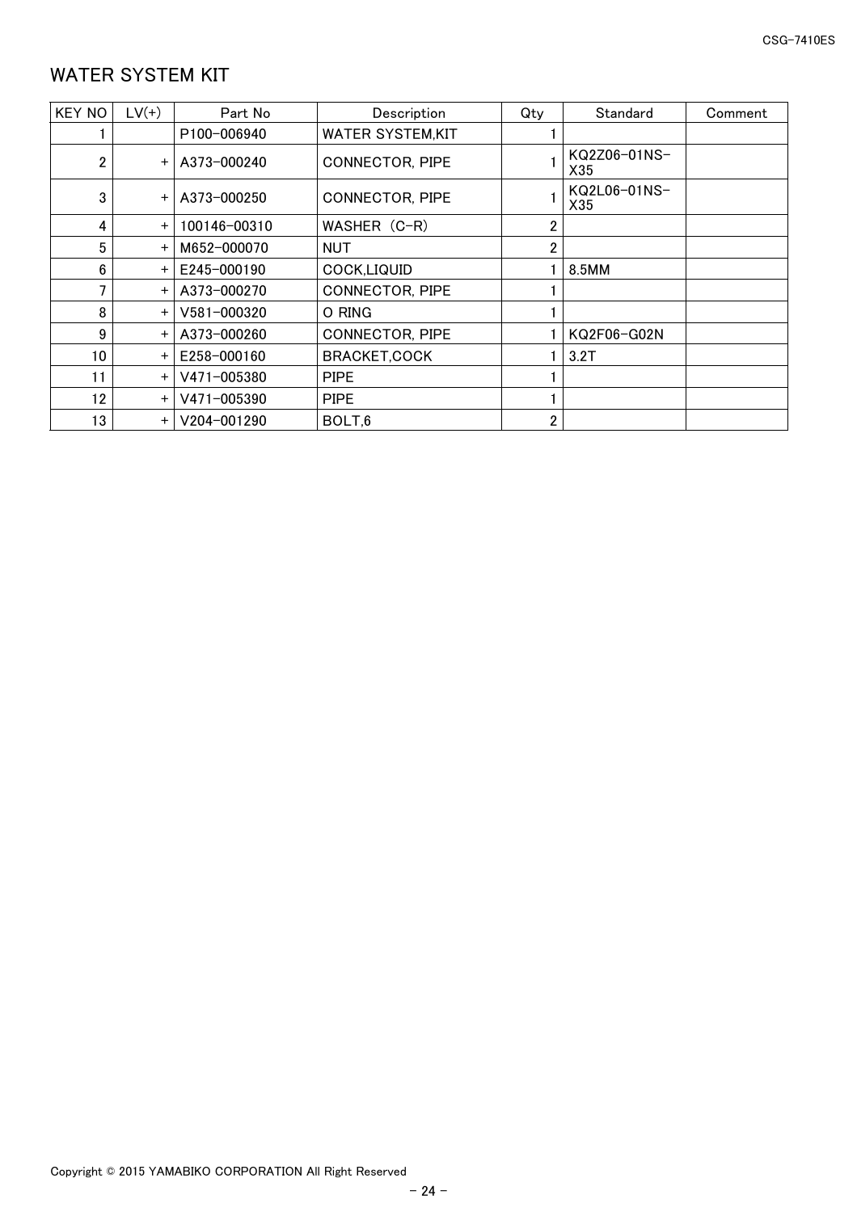# WATER SYSTEM KIT

| KEY NO | LV(+) | Part No | Description | Qty | Standard | Comment |
|---|---|---|---|---|---|---|
| 1 | | P100-006940 | WATER SYSTEM,KIT | 1 | | |
| 2 | + | A373-000240 | CONNECTOR, PIPE | 1 | KQ2Z06-01NS-X35 | |
| 3 | + | A373-000250 | CONNECTOR, PIPE | 1 | KQ2L06-01NS-X35 | |
| 4 | + | 100146-00310 | WASHER（C-R） | 2 | | |
| 5 | + | M652-000070 | NUT | 2 | | |
| 6 | + | E245-000190 | COCK,LIQUID | 1 | 8.5MM | |
| 7 | + | A373-000270 | CONNECTOR, PIPE | 1 | | |
| 8 | + | V581-000320 | O RING | 1 | | |
| 9 | + | A373-000260 | CONNECTOR, PIPE | 1 | KQ2F06-G02N | |
| 10 | + | E258-000160 | BRACKET,COCK | 1 | 3.2T | |
| 11 | + | V471-005380 | PIPE | 1 | | |
| 12 | + | V471-005390 | PIPE | 1 | | |
| 13 | + | V204-001290 | BOLT,6 | 2 | | |

Copyright © 2015 YAMABIKO CORPORATION All Right Reserved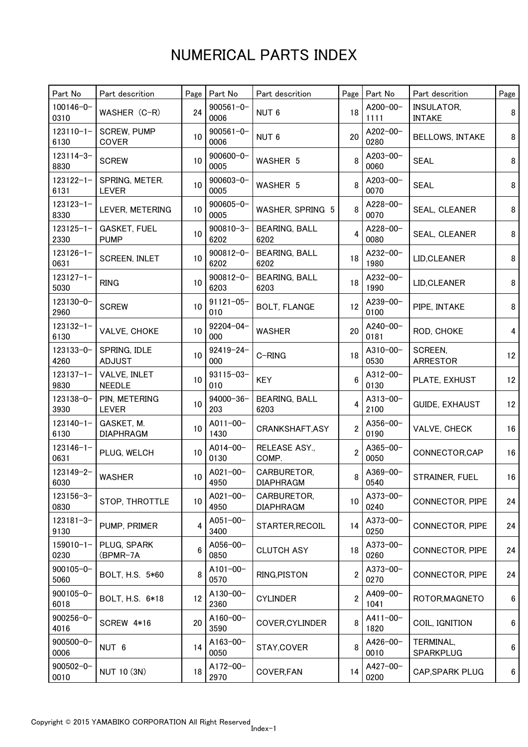# NUMERICAL PARTS INDEX

| Part No | Part descrition | Page | Part No | Part descrition | Page | Part No | Part descrition | Page |
|---|---|---|---|---|---|---|---|---|
| 100146-0-0310 | WASHER (C-R) | 24 | 900561-0-0006 | NUT 6 | 18 | A200-00-1111 | INSULATOR, INTAKE | 8 |
| 123110-1-6130 | SCREW, PUMP COVER | 10 | 900561-0-0006 | NUT 6 | 20 | A202-00-0280 | BELLOWS, INTAKE | 8 |
| 123114-3-8830 | SCREW | 10 | 900600-0-0005 | WASHER 5 | 8 | A203-00-0060 | SEAL | 8 |
| 123122-1-6131 | SPRING, METER. LEVER | 10 | 900603-0-0005 | WASHER 5 | 8 | A203-00-0070 | SEAL | 8 |
| 123123-1-8330 | LEVER, METERING | 10 | 900605-0-0005 | WASHER, SPRING 5 | 8 | A228-00-0070 | SEAL, CLEANER | 8 |
| 123125-1-2330 | GASKET, FUEL PUMP | 10 | 900810-3-6202 | BEARING, BALL 6202 | 4 | A228-00-0080 | SEAL, CLEANER | 8 |
| 123126-1-0631 | SCREEN, INLET | 10 | 900812-0-6202 | BEARING, BALL 6202 | 18 | A232-00-1980 | LID,CLEANER | 8 |
| 123127-1-5030 | RING | 10 | 900812-0-6203 | BEARING, BALL 6203 | 18 | A232-00-1990 | LID,CLEANER | 8 |
| 123130-0-2960 | SCREW | 10 | 91121-05-010 | BOLT, FLANGE | 12 | A239-00-0100 | PIPE, INTAKE | 8 |
| 123132-1-6130 | VALVE, CHOKE | 10 | 92204-04-000 | WASHER | 20 | A240-00-0181 | ROD, CHOKE | 4 |
| 123133-0-4260 | SPRING, IDLE ADJUST | 10 | 92419-24-000 | C-RING | 18 | A310-00-0530 | SCREEN, ARRESTOR | 12 |
| 123137-1-9830 | VALVE, INLET NEEDLE | 10 | 93115-03-010 | KEY | 6 | A312-00-0130 | PLATE, EXHUST | 12 |
| 123138-0-3930 | PIN, METERING LEVER | 10 | 94000-36-203 | BEARING, BALL 6203 | 4 | A313-00-2100 | GUIDE, EXHAUST | 12 |
| 123140-1-6130 | GASKET, M. DIAPHRAGM | 10 | A011-00-1430 | CRANKSHAFT,ASY | 2 | A356-00-0190 | VALVE, CHECK | 16 |
| 123146-1-0631 | PLUG, WELCH | 10 | A014-00-0130 | RELEASE ASY., COMP. | 2 | A365-00-0050 | CONNECTOR,CAP | 16 |
| 123149-2-6030 | WASHER | 10 | A021-00-4950 | CARBURETOR, DIAPHRAGM | 8 | A369-00-0540 | STRAINER, FUEL | 16 |
| 123156-3-0830 | STOP, THROTTLE | 10 | A021-00-4950 | CARBURETOR, DIAPHRAGM | 10 | A373-00-0240 | CONNECTOR, PIPE | 24 |
| 123181-3-9130 | PUMP, PRIMER | 4 | A051-00-3400 | STARTER,RECOIL | 14 | A373-00-0250 | CONNECTOR, PIPE | 24 |
| 159010-1-0230 | PLUG, SPARK (BPMR-7A | 6 | A056-00-0850 | CLUTCH ASY | 18 | A373-00-0260 | CONNECTOR, PIPE | 24 |
| 900105-0-5060 | BOLT, H.S. 5*60 | 8 | A101-00-0570 | RING,PISTON | 2 | A373-00-0270 | CONNECTOR, PIPE | 24 |
| 900105-0-6018 | BOLT, H.S. 6*18 | 12 | A130-00-2360 | CYLINDER | 2 | A409-00-1041 | ROTOR,MAGNETO | 6 |
| 900256-0-4016 | SCREW 4*16 | 20 | A160-00-3590 | COVER,CYLINDER | 8 | A411-00-1820 | COIL, IGNITION | 6 |
| 900500-0-0006 | NUT 6 | 14 | A163-00-0050 | STAY,COVER | 8 | A426-00-0010 | TERMINAL, SPARKPLUG | 6 |
| 900502-0-0010 | NUT 10 (3N) | 18 | A172-00-2970 | COVER,FAN | 14 | A427-00-0200 | CAP,SPARK PLUG | 6 |

Copyright © 2015 YAMABIKO CORPORATION All Right Reserved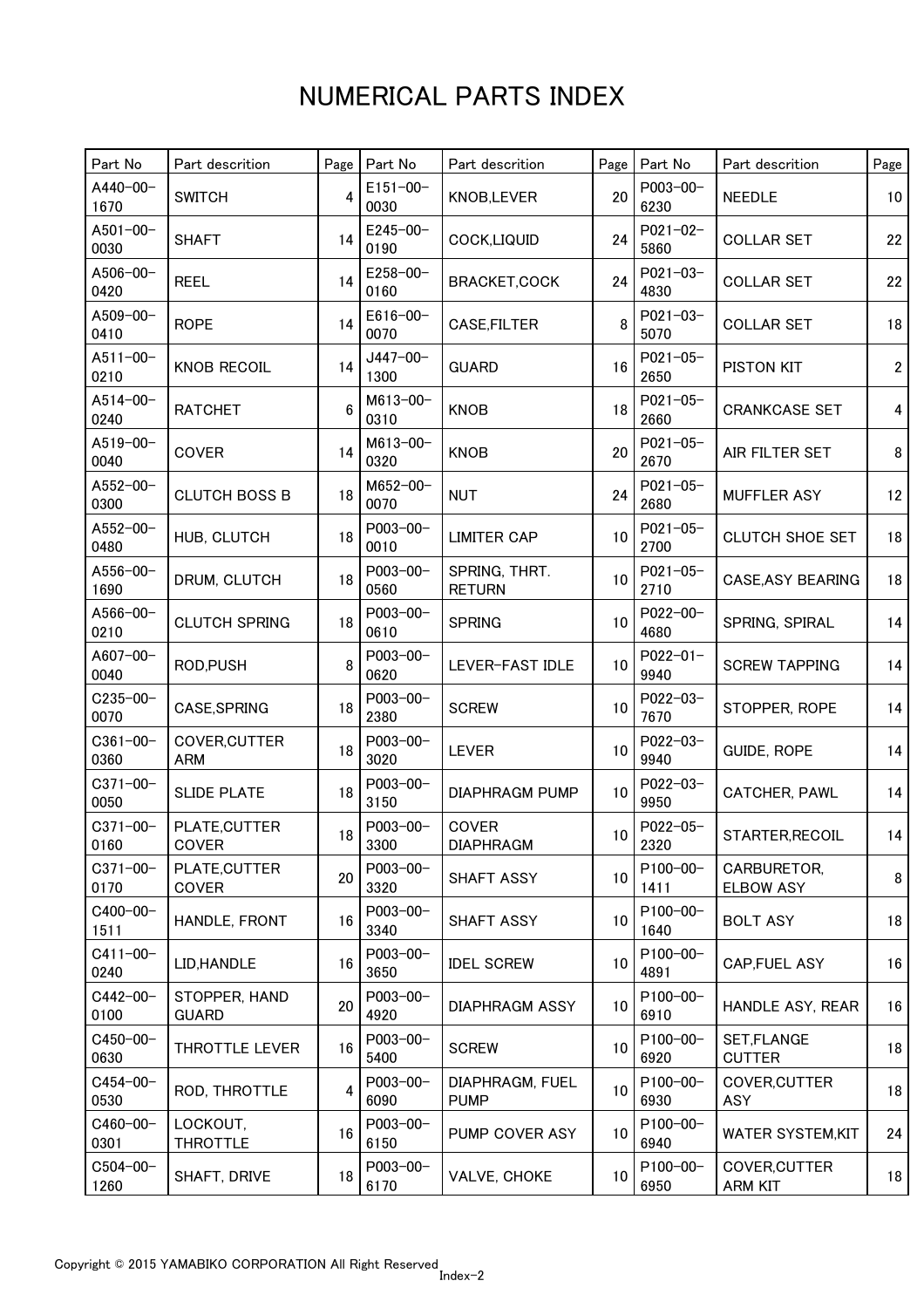# NUMERICAL PARTS INDEX

| Part No | Part descrition | Page | Part No | Part descrition | Page | Part No | Part descrition | Page |
|---|---|---|---|---|---|---|---|---|
| A440-00-1670 | SWITCH | 4 | E151-00-0030 | KNOB,LEVER | 20 | P003-00-6230 | NEEDLE | 10 |
| A501-00-0030 | SHAFT | 14 | E245-00-0190 | COCK,LIQUID | 24 | P021-02-5860 | COLLAR SET | 22 |
| A506-00-0420 | REEL | 14 | E258-00-0160 | BRACKET,COCK | 24 | P021-03-4830 | COLLAR SET | 22 |
| A509-00-0410 | ROPE | 14 | E616-00-0070 | CASE,FILTER | 8 | P021-03-5070 | COLLAR SET | 18 |
| A511-00-0210 | KNOB RECOIL | 14 | J447-00-1300 | GUARD | 16 | P021-05-2650 | PISTON KIT | 2 |
| A514-00-0240 | RATCHET | 6 | M613-00-0310 | KNOB | 18 | P021-05-2660 | CRANKCASE SET | 4 |
| A519-00-0040 | COVER | 14 | M613-00-0320 | KNOB | 20 | P021-05-2670 | AIR FILTER SET | 8 |
| A552-00-0300 | CLUTCH BOSS B | 18 | M652-00-0070 | NUT | 24 | P021-05-2680 | MUFFLER ASY | 12 |
| A552-00-0480 | HUB, CLUTCH | 18 | P003-00-0010 | LIMITER CAP | 10 | P021-05-2700 | CLUTCH SHOE SET | 18 |
| A556-00-1690 | DRUM, CLUTCH | 18 | P003-00-0560 | SPRING, THRT. RETURN | 10 | P021-05-2710 | CASE,ASY BEARING | 18 |
| A566-00-0210 | CLUTCH SPRING | 18 | P003-00-0610 | SPRING | 10 | P022-00-4680 | SPRING, SPIRAL | 14 |
| A607-00-0040 | ROD,PUSH | 8 | P003-00-0620 | LEVER-FAST IDLE | 10 | P022-01-9940 | SCREW TAPPING | 14 |
| C235-00-0070 | CASE,SPRING | 18 | P003-00-2380 | SCREW | 10 | P022-03-7670 | STOPPER, ROPE | 14 |
| C361-00-0360 | COVER,CUTTER ARM | 18 | P003-00-3020 | LEVER | 10 | P022-03-9940 | GUIDE, ROPE | 14 |
| C371-00-0050 | SLIDE PLATE | 18 | P003-00-3150 | DIAPHRAGM PUMP | 10 | P022-03-9950 | CATCHER, PAWL | 14 |
| C371-00-0160 | PLATE,CUTTER COVER | 18 | P003-00-3300 | COVER DIAPHRAGM | 10 | P022-05-2320 | STARTER,RECOIL | 14 |
| C371-00-0170 | PLATE,CUTTER COVER | 20 | P003-00-3320 | SHAFT ASSY | 10 | P100-00-1411 | CARBURETOR, ELBOW ASY | 8 |
| C400-00-1511 | HANDLE, FRONT | 16 | P003-00-3340 | SHAFT ASSY | 10 | P100-00-1640 | BOLT ASY | 18 |
| C411-00-0240 | LID,HANDLE | 16 | P003-00-3650 | IDEL SCREW | 10 | P100-00-4891 | CAP,FUEL ASY | 16 |
| C442-00-0100 | STOPPER, HAND GUARD | 20 | P003-00-4920 | DIAPHRAGM ASSY | 10 | P100-00-6910 | HANDLE ASY, REAR | 16 |
| C450-00-0630 | THROTTLE LEVER | 16 | P003-00-5400 | SCREW | 10 | P100-00-6920 | SET,FLANGE CUTTER | 18 |
| C454-00-0530 | ROD, THROTTLE | 4 | P003-00-6090 | DIAPHRAGM, FUEL PUMP | 10 | P100-00-6930 | COVER,CUTTER ASY | 18 |
| C460-00-0301 | LOCKOUT, THROTTLE | 16 | P003-00-6150 | PUMP COVER ASY | 10 | P100-00-6940 | WATER SYSTEM,KIT | 24 |
| C504-00-1260 | SHAFT, DRIVE | 18 | P003-00-6170 | VALVE, CHOKE | 10 | P100-00-6950 | COVER,CUTTER ARM KIT | 18 |

Copyright © 2015 YAMABIKO CORPORATION All Right Reserved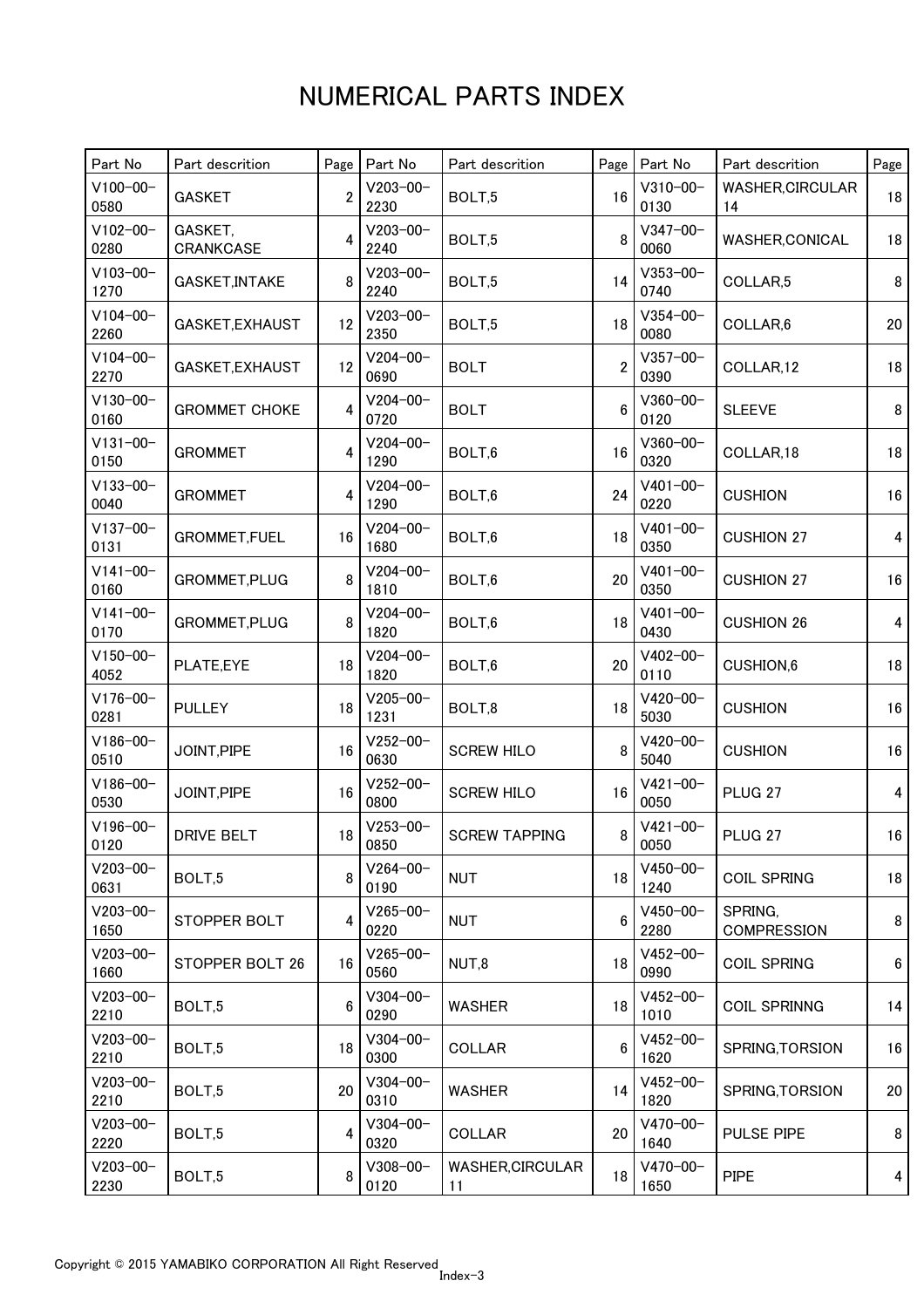# NUMERICAL PARTS INDEX

| Part No | Part descrition | Page | Part No | Part descrition | Page | Part No | Part descrition | Page |
|---|---|---|---|---|---|---|---|---|
| V100-00-0580 | GASKET | 2 | V203-00-2230 | BOLT,5 | 16 | V310-00-0130 | WASHER,CIRCULAR 14 | 18 |
| V102-00-0280 | GASKET, CRANKCASE | 4 | V203-00-2240 | BOLT,5 | 8 | V347-00-0060 | WASHER,CONICAL | 18 |
| V103-00-1270 | GASKET,INTAKE | 8 | V203-00-2240 | BOLT,5 | 14 | V353-00-0740 | COLLAR,5 | 8 |
| V104-00-2260 | GASKET,EXHAUST | 12 | V203-00-2350 | BOLT,5 | 18 | V354-00-0080 | COLLAR,6 | 20 |
| V104-00-2270 | GASKET,EXHAUST | 12 | V204-00-0690 | BOLT | 2 | V357-00-0390 | COLLAR,12 | 18 |
| V130-00-0160 | GROMMET CHOKE | 4 | V204-00-0720 | BOLT | 6 | V360-00-0120 | SLEEVE | 8 |
| V131-00-0150 | GROMMET | 4 | V204-00-1290 | BOLT,6 | 16 | V360-00-0320 | COLLAR,18 | 18 |
| V133-00-0040 | GROMMET | 4 | V204-00-1290 | BOLT,6 | 24 | V401-00-0220 | CUSHION | 16 |
| V137-00-0131 | GROMMET,FUEL | 16 | V204-00-1680 | BOLT,6 | 18 | V401-00-0350 | CUSHION 27 | 4 |
| V141-00-0160 | GROMMET,PLUG | 8 | V204-00-1810 | BOLT,6 | 20 | V401-00-0350 | CUSHION 27 | 16 |
| V141-00-0170 | GROMMET,PLUG | 8 | V204-00-1820 | BOLT,6 | 18 | V401-00-0430 | CUSHION 26 | 4 |
| V150-00-4052 | PLATE,EYE | 18 | V204-00-1820 | BOLT,6 | 20 | V402-00-0110 | CUSHION,6 | 18 |
| V176-00-0281 | PULLEY | 18 | V205-00-1231 | BOLT,8 | 18 | V420-00-5030 | CUSHION | 16 |
| V186-00-0510 | JOINT,PIPE | 16 | V252-00-0630 | SCREW HILO | 8 | V420-00-5040 | CUSHION | 16 |
| V186-00-0530 | JOINT,PIPE | 16 | V252-00-0800 | SCREW HILO | 16 | V421-00-0050 | PLUG 27 | 4 |
| V196-00-0120 | DRIVE BELT | 18 | V253-00-0850 | SCREW TAPPING | 8 | V421-00-0050 | PLUG 27 | 16 |
| V203-00-0631 | BOLT,5 | 8 | V264-00-0190 | NUT | 18 | V450-00-1240 | COIL SPRING | 18 |
| V203-00-1650 | STOPPER BOLT | 4 | V265-00-0220 | NUT | 6 | V450-00-2280 | SPRING, COMPRESSION | 8 |
| V203-00-1660 | STOPPER BOLT 26 | 16 | V265-00-0560 | NUT,8 | 18 | V452-00-0990 | COIL SPRING | 6 |
| V203-00-2210 | BOLT,5 | 6 | V304-00-0290 | WASHER | 18 | V452-00-1010 | COIL SPRINNG | 14 |
| V203-00-2210 | BOLT,5 | 18 | V304-00-0300 | COLLAR | 6 | V452-00-1620 | SPRING,TORSION | 16 |
| V203-00-2210 | BOLT,5 | 20 | V304-00-0310 | WASHER | 14 | V452-00-1820 | SPRING,TORSION | 20 |
| V203-00-2220 | BOLT,5 | 4 | V304-00-0320 | COLLAR | 20 | V470-00-1640 | PULSE PIPE | 8 |
| V203-00-2230 | BOLT,5 | 8 | V308-00-0120 | WASHER,CIRCULAR 11 | 18 | V470-00-1650 | PIPE | 4 |

Copyright © 2015 YAMABIKO CORPORATION All Right Reserved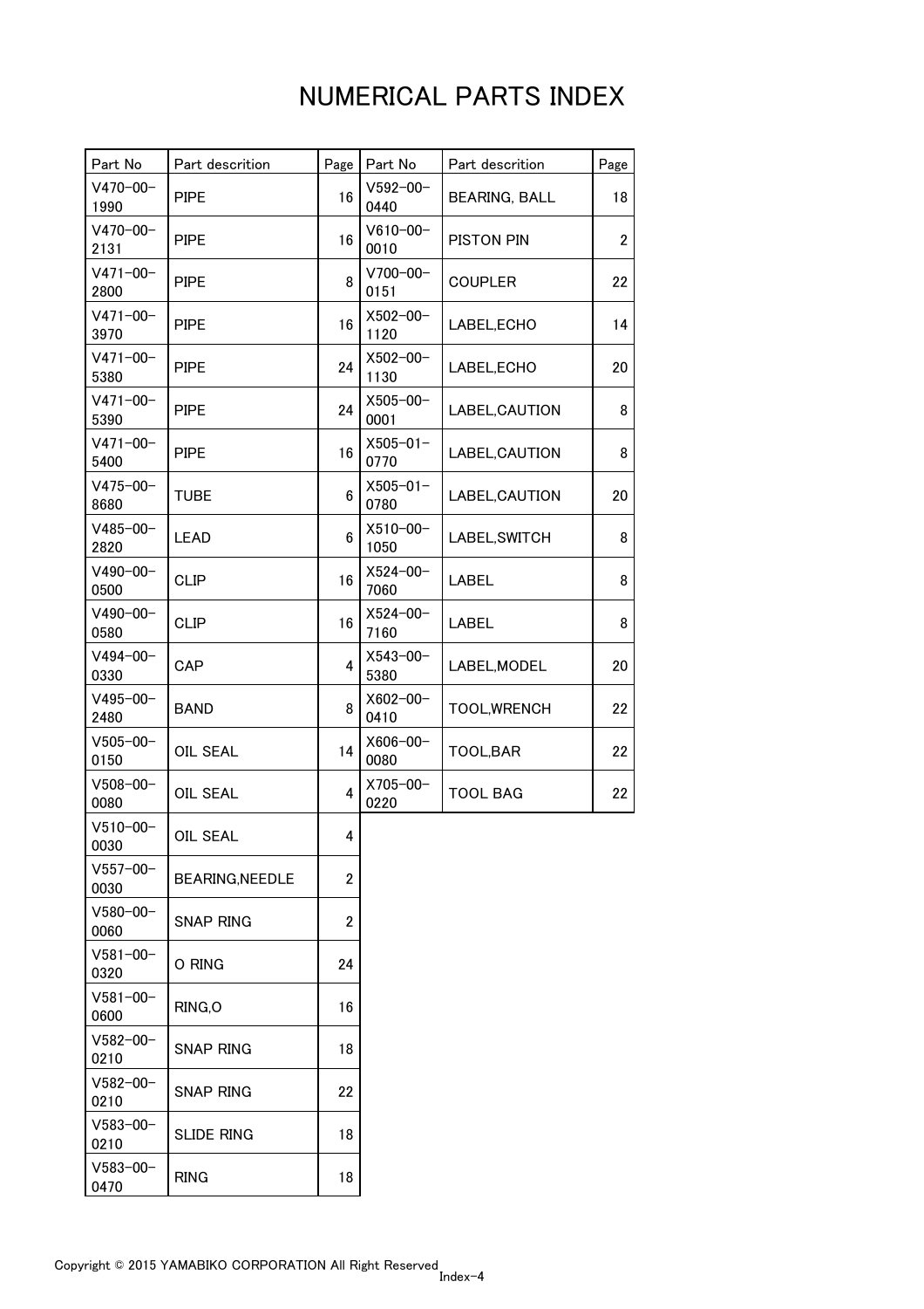# NUMERICAL PARTS INDEX

| Part No | Part descrition | Page | Part No | Part descrition | Page |
|---|---|---|---|---|---|
| V470-00-1990 | PIPE | 16 | V592-00-0440 | BEARING, BALL | 18 |
| V470-00-2131 | PIPE | 16 | V610-00-0010 | PISTON PIN | 2 |
| V471-00-2800 | PIPE | 8 | V700-00-0151 | COUPLER | 22 |
| V471-00-3970 | PIPE | 16 | X502-00-1120 | LABEL,ECHO | 14 |
| V471-00-5380 | PIPE | 24 | X502-00-1130 | LABEL,ECHO | 20 |
| V471-00-5390 | PIPE | 24 | X505-00-0001 | LABEL,CAUTION | 8 |
| V471-00-5400 | PIPE | 16 | X505-01-0770 | LABEL,CAUTION | 8 |
| V475-00-8680 | TUBE | 6 | X505-01-0780 | LABEL,CAUTION | 20 |
| V485-00-2820 | LEAD | 6 | X510-00-1050 | LABEL,SWITCH | 8 |
| V490-00-0500 | CLIP | 16 | X524-00-7060 | LABEL | 8 |
| V490-00-0580 | CLIP | 16 | X524-00-7160 | LABEL | 8 |
| V494-00-0330 | CAP | 4 | X543-00-5380 | LABEL,MODEL | 20 |
| V495-00-2480 | BAND | 8 | X602-00-0410 | TOOL,WRENCH | 22 |
| V505-00-0150 | OIL SEAL | 14 | X606-00-0080 | TOOL,BAR | 22 |
| V508-00-0080 | OIL SEAL | 4 | X705-00-0220 | TOOL BAG | 22 |
| V510-00-0030 | OIL SEAL | 4 | | | |
| V557-00-0030 | BEARING,NEEDLE | 2 | | | |
| V580-00-0060 | SNAP RING | 2 | | | |
| V581-00-0320 | O RING | 24 | | | |
| V581-00-0600 | RING,O | 16 | | | |
| V582-00-0210 | SNAP RING | 18 | | | |
| V582-00-0210 | SNAP RING | 22 | | | |
| V583-00-0210 | SLIDE RING | 18 | | | |
| V583-00-0470 | RING | 18 | | | |

Copyright © 2015 YAMABIKO CORPORATION All Right Reserved